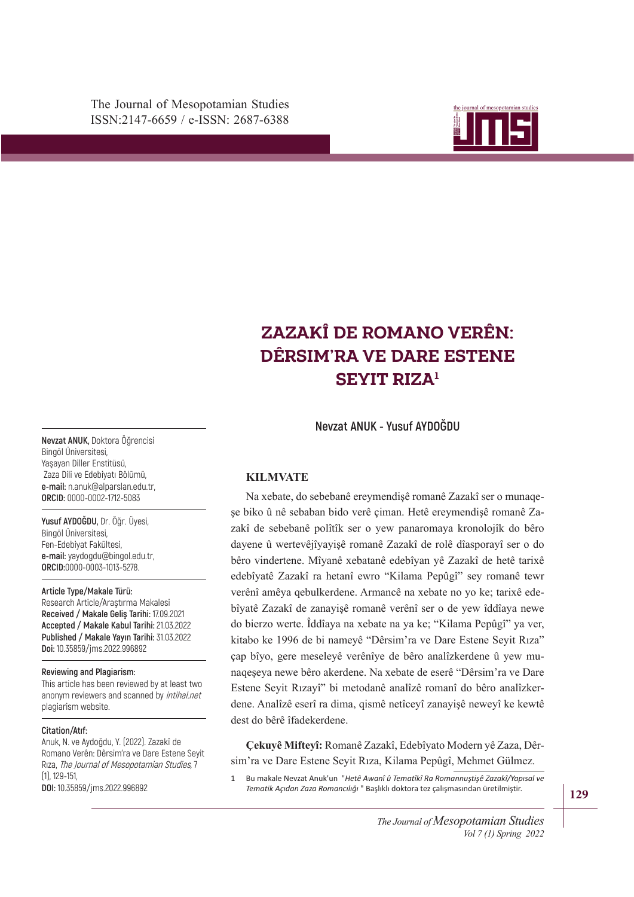# ZAZAKÎ DE ROMANO VERÊN: DÊRSIM'RA VE DARE ESTENE SEYIT RIZA[1]

Nevzat ANUK - Yusuf AYDOĞDU

**Nevzat ANUK**, Doktora Öğrencisi
Bingöl Üniversitesi,
Yaşayan Diller Enstitüsü,
Zaza Dili ve Edebiyatı Bölümü,
**e-mail:** n.anuk@alparslan.edu.tr,
**ORCID:** 0000-0002-1712-5083

**Yusuf AYDOĞDU**, Dr. Öğr. Üyesi,
Bingöl Üniversitesi,
Fen-Edebiyat Fakültesi,
**e-mail:** yaydogdu@bingol.edu.tr,
**ORCID:**0000-0003-1013-5278.

**Article Type/Makale Türü:**
Research Article/Araştırma Makalesi
**Received / Makale Geliş Tarihi:** 17.09.2021
**Accepted / Makale Kabul Tarihi:** 21.03.2022
**Published / Makale Yayın Tarihi:** 31.03.2022
**Doi:** 10.35859/jms.2022.996892

**Reviewing and Plagiarism:**
This article has been reviewed by at least two anonym reviewers and scanned by *intihal.net* plagiarism website.

**Citation/Atıf:**
Anuk, N. ve Aydoğdu, Y. (2022). Zazakî de Romano Verên: Dêrsim'ra ve Dare Estene Seyit Rıza, *The Journal of Mesopotamian Studies*, 7 (1), 129-151,
**DOI:** 10.35859/jms.2022.996892

## KILMVATE

Na xebate, do sebebanê ereymendişê romanê Zazakî ser o munaqeşe biko û nê sebaban bido verê çiman. Hetê ereymendişê romanê Zazakî de sebebanê polîtîk ser o yew panaromaya kronolojîk do bêro dayene û wertevêjîyayişê romanê Zazakî de rolê dîasporayî ser o do bêro vindertene. Mîyanê xebatanê edebîyan yê Zazakî de hetê tarixê edebîyatê Zazakî ra hetanî ewro "Kilama Pepûgî" sey romanê tewr verênî amêya qebulkerdene. Armancê na xebate no yo ke; tarixê edebîyatê Zazakî de zanayişê romanê verênî ser o de yew îddîaya newe do bierzo werte. Îddîaya na xebate na ya ke; "Kilama Pepûgî" ya ver, kitabo ke 1996 de bi nameyê "Dêrsim'ra ve Dare Estene Seyit Rıza" çap bîyo, gere meseleyê verênîye de bêro analîzkerdene û yew munaqeşeya newe bêro akerdene. Na xebate de eserê "Dêrsim'ra ve Dare Estene Seyit Rızayî" bi metodanê analîzê romanî do bêro analîzkerdene. Analîzê eserî ra dima, qismê netîceyî zanayişê neweyî ke kewtê dest do bêrê îfadekerdene.

**Çekuyê Mifteyî:** Romanê Zazakî, Edebîyato Modern yê Zaza, Dêrsim'ra ve Dare Estene Seyit Rıza, Kilama Pepûgî, Mehmet Gülmez.

1 Bu makale Nevzat Anuk'un "*Hetê Awanî û Tematîkî Ra Romannuştişê Zazakî/Yapısal ve Tematik Açıdan Zaza Romancılığı*" Başlıklı doktora tez çalışmasından üretilmiştir.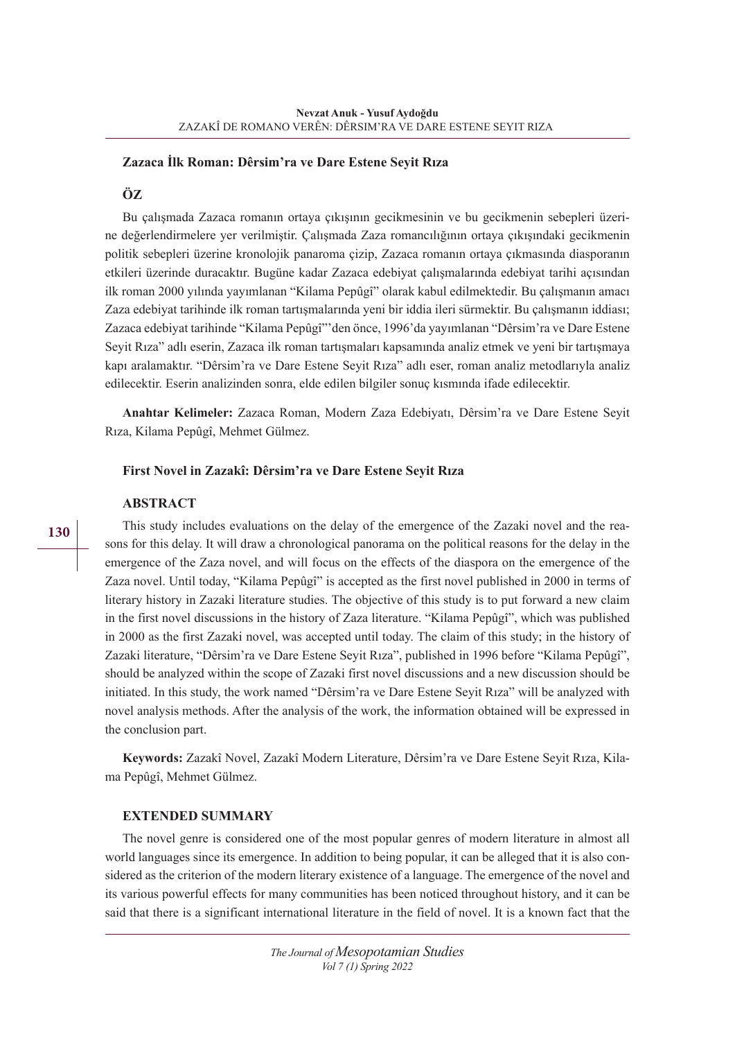**Zazaca İlk Roman: Dêrsim'ra ve Dare Estene Seyit Rıza**

**ÖZ**

Bu çalışmada Zazaca romanın ortaya çıkışının gecikmesinin ve bu gecikmenin sebepleri üzerine değerlendirmelere yer verilmiştir. Çalışmada Zaza romancılığının ortaya çıkışındaki gecikmenin politik sebepleri üzerine kronolojik panaroma çizip, Zazaca romanın ortaya çıkmasında diasporanın etkileri üzerinde duracaktır. Bugüne kadar Zazaca edebiyat çalışmalarında edebiyat tarihi açısından ilk roman 2000 yılında yayımlanan "Kilama Pepûgî" olarak kabul edilmektedir. Bu çalışmanın amacı Zaza edebiyat tarihinde ilk roman tartışmalarında yeni bir iddia ileri sürmektir. Bu çalışmanın iddiası; Zazaca edebiyat tarihinde "Kilama Pepûgî"'den önce, 1996'da yayımlanan "Dêrsim'ra ve Dare Estene Seyit Rıza" adlı eserin, Zazaca ilk roman tartışmaları kapsamında analiz etmek ve yeni bir tartışmaya kapı aralamaktır. "Dêrsim'ra ve Dare Estene Seyit Rıza" adlı eser, roman analiz metodlarıyla analiz edilecektir. Eserin analizinden sonra, elde edilen bilgiler sonuç kısmında ifade edilecektir.

**Anahtar Kelimeler:** Zazaca Roman, Modern Zaza Edebiyatı, Dêrsim'ra ve Dare Estene Seyit Rıza, Kilama Pepûgî, Mehmet Gülmez.

**First Novel in Zazakî: Dêrsim'ra ve Dare Estene Seyit Rıza**

**ABSTRACT**

This study includes evaluations on the delay of the emergence of the Zazaki novel and the reasons for this delay. It will draw a chronological panorama on the political reasons for the delay in the emergence of the Zaza novel, and will focus on the effects of the diaspora on the emergence of the Zaza novel. Until today, "Kilama Pepûgî" is accepted as the first novel published in 2000 in terms of literary history in Zazaki literature studies. The objective of this study is to put forward a new claim in the first novel discussions in the history of Zaza literature. "Kilama Pepûgî", which was published in 2000 as the first Zazaki novel, was accepted until today. The claim of this study; in the history of Zazaki literature, "Dêrsim'ra ve Dare Estene Seyit Rıza", published in 1996 before "Kilama Pepûgî", should be analyzed within the scope of Zazaki first novel discussions and a new discussion should be initiated. In this study, the work named "Dêrsim'ra ve Dare Estene Seyit Rıza" will be analyzed with novel analysis methods. After the analysis of the work, the information obtained will be expressed in the conclusion part.

**Keywords:** Zazakî Novel, Zazakî Modern Literature, Dêrsim'ra ve Dare Estene Seyit Rıza, Kilama Pepûgî, Mehmet Gülmez.

**EXTENDED SUMMARY**

The novel genre is considered one of the most popular genres of modern literature in almost all world languages since its emergence. In addition to being popular, it can be alleged that it is also considered as the criterion of the modern literary existence of a language. The emergence of the novel and its various powerful effects for many communities has been noticed throughout history, and it can be said that there is a significant international literature in the field of novel. It is a known fact that the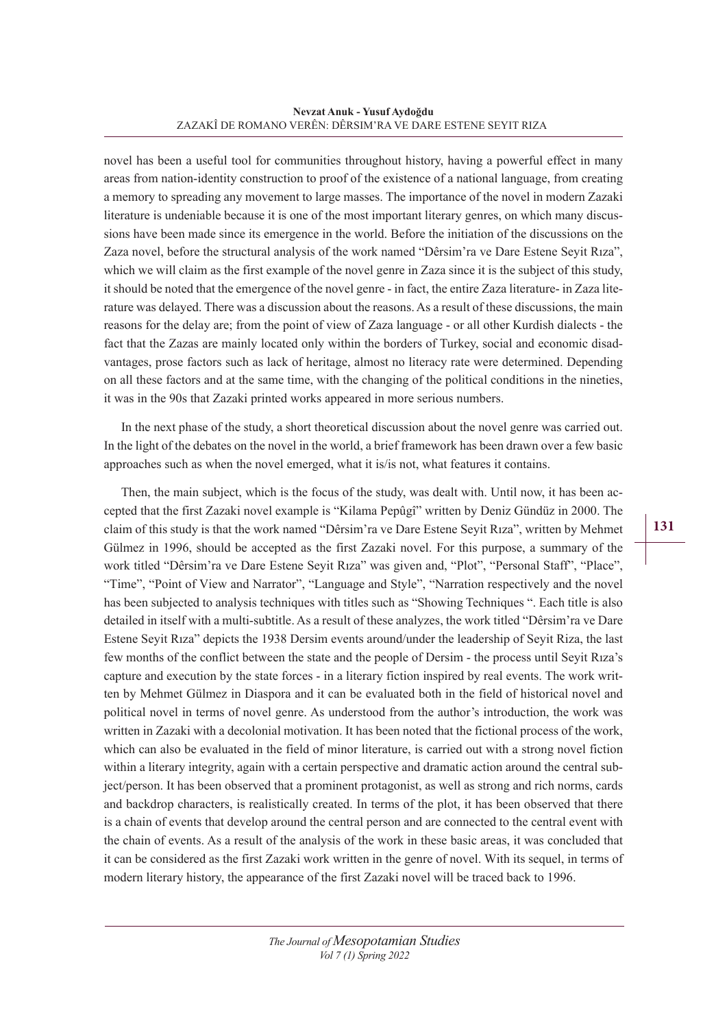novel has been a useful tool for communities throughout history, having a powerful effect in many areas from nation-identity construction to proof of the existence of a national language, from creating a memory to spreading any movement to large masses. The importance of the novel in modern Zazaki literature is undeniable because it is one of the most important literary genres, on which many discussions have been made since its emergence in the world. Before the initiation of the discussions on the Zaza novel, before the structural analysis of the work named "Dêrsim'ra ve Dare Estene Seyit Rıza", which we will claim as the first example of the novel genre in Zaza since it is the subject of this study, it should be noted that the emergence of the novel genre - in fact, the entire Zaza literature- in Zaza literature was delayed. There was a discussion about the reasons. As a result of these discussions, the main reasons for the delay are; from the point of view of Zaza language - or all other Kurdish dialects - the fact that the Zazas are mainly located only within the borders of Turkey, social and economic disadvantages, prose factors such as lack of heritage, almost no literacy rate were determined. Depending on all these factors and at the same time, with the changing of the political conditions in the nineties, it was in the 90s that Zazaki printed works appeared in more serious numbers.

In the next phase of the study, a short theoretical discussion about the novel genre was carried out. In the light of the debates on the novel in the world, a brief framework has been drawn over a few basic approaches such as when the novel emerged, what it is/is not, what features it contains.

Then, the main subject, which is the focus of the study, was dealt with. Until now, it has been accepted that the first Zazaki novel example is "Kilama Pepûgî" written by Deniz Gündüz in 2000. The claim of this study is that the work named "Dêrsim'ra ve Dare Estene Seyit Rıza", written by Mehmet Gülmez in 1996, should be accepted as the first Zazaki novel. For this purpose, a summary of the work titled "Dêrsim'ra ve Dare Estene Seyit Rıza" was given and, "Plot", "Personal Staff", "Place", "Time", "Point of View and Narrator", "Language and Style", "Narration respectively and the novel has been subjected to analysis techniques with titles such as "Showing Techniques ". Each title is also detailed in itself with a multi-subtitle. As a result of these analyzes, the work titled "Dêrsim'ra ve Dare Estene Seyit Rıza" depicts the 1938 Dersim events around/under the leadership of Seyit Riza, the last few months of the conflict between the state and the people of Dersim - the process until Seyit Rıza's capture and execution by the state forces - in a literary fiction inspired by real events. The work written by Mehmet Gülmez in Diaspora and it can be evaluated both in the field of historical novel and political novel in terms of novel genre. As understood from the author's introduction, the work was written in Zazaki with a decolonial motivation. It has been noted that the fictional process of the work, which can also be evaluated in the field of minor literature, is carried out with a strong novel fiction within a literary integrity, again with a certain perspective and dramatic action around the central subject/person. It has been observed that a prominent protagonist, as well as strong and rich norms, cards and backdrop characters, is realistically created. In terms of the plot, it has been observed that there is a chain of events that develop around the central person and are connected to the central event with the chain of events. As a result of the analysis of the work in these basic areas, it was concluded that it can be considered as the first Zazaki work written in the genre of novel. With its sequel, in terms of modern literary history, the appearance of the first Zazaki novel will be traced back to 1996.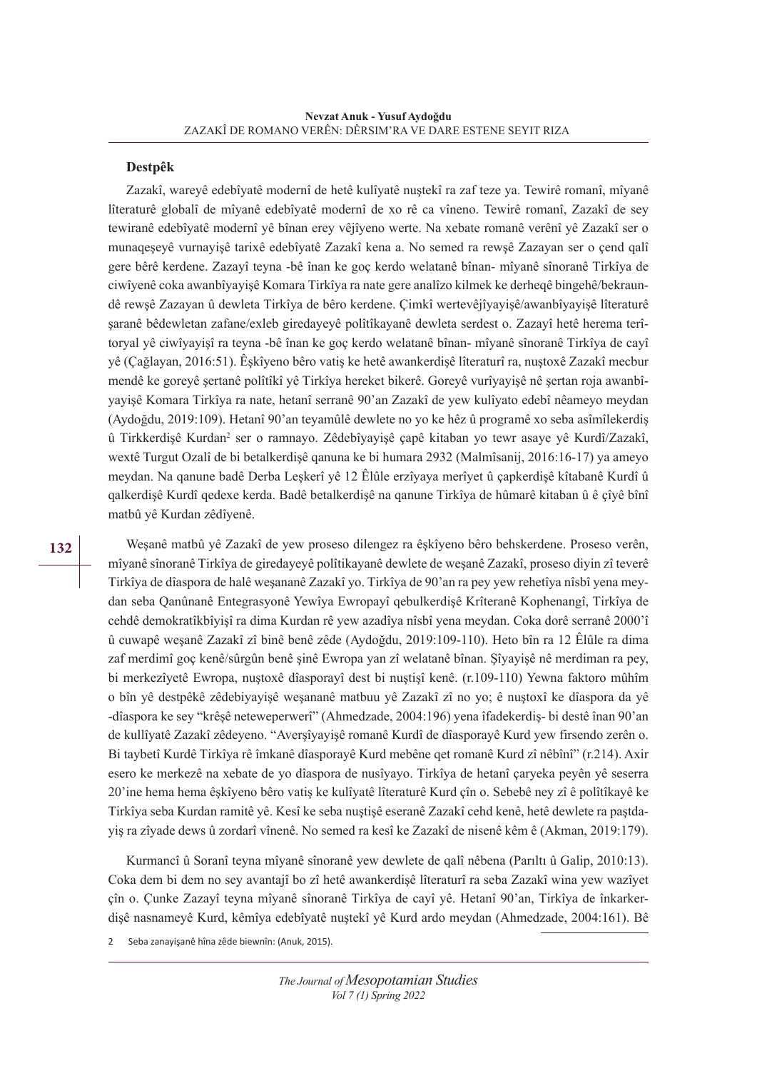**Destpêk**

Zazakî, wareyê edebîyatê modernî de hetê kulîyatê nuştekî ra zaf teze ya. Tewirê romanî, mîyanê lîteraturê globalî de mîyanê edebîyatê modernî de xo rê ca vîneno. Tewirê romanî, Zazakî de sey tewiranê edebîyatê modernî yê bînan erey vêjîyeno werte. Na xebate romanê verênî yê Zazakî ser o munaqeşeyê vurnayişê tarixê edebîyatê Zazakî kena a. No semed ra rewşê Zazayan ser o çend qalî gere bêrê kerdene. Zazayî teyna -bê înan ke goç kerdo welatanê bînan- mîyanê sînoranê Tirkîya de ciwîyenê coka awanbîyayişê Komara Tirkîya ra nate gere analîzo kilmek ke derheqê bingehê/bekraundê rewşê Zazayan û dewleta Tirkîya de bêro kerdene. Çimkî wertevêjîyayişê/awanbîyayişê lîteraturê şaranê bêdewletan zafane/exleb giredayeyê polîtîkayanê dewleta serdest o. Zazayî hetê herema terîtoryal yê ciwîyayişî ra teyna -bê înan ke goç kerdo welatanê bînan- mîyanê sînoranê Tirkîya de cayî yê (Çağlayan, 2016:51). Êşkîyeno bêro vatiş ke hetê awankerdişê lîteraturî ra, nuştoxê Zazakî mecbur mendê ke goreyê şertanê polîtîkî yê Tirkîya hereket bikerê. Goreyê vurîyayişê nê şertan roja awanbîyayişê Komara Tirkîya ra nate, hetanî serranê 90'an Zazakî de yew kulîyato edebî nêameyo meydan (Aydoğdu, 2019:109). Hetanî 90'an teyamûlê dewlete no yo ke hêz û programê xo seba asîmîlekerdiş û Tirkkerdişê Kurdan[2] ser o ramnayo. Zêdebîyayişê çapê kitaban yo tewr asaye yê Kurdî/Zazakî, wextê Turgut Ozalî de bi betalkerdişê qanuna ke bi humara 2932 (Malmîsanij, 2016:16-17) ya ameyo meydan. Na qanune badê Derba Leşkerî yê 12 Êlûle erzîyaya merîyet û çapkerdişê kîtabanê Kurdî û qalkerdişê Kurdî qedexe kerda. Badê betalkerdişê na qanune Tirkîya de hûmarê kitaban û ê çîyê bînî matbû yê Kurdan zêdîyenê.

Weşanê matbû yê Zazakî de yew proseso dilengez ra êşkîyeno bêro behskerdene. Proseso verên, mîyanê sînoranê Tirkîya de giredayeyê polîtikayanê dewlete de weşanê Zazakî, proseso diyin zî teverê Tirkîya de dîaspora de halê weşananê Zazakî yo. Tirkîya de 90'an ra pey yew rehetîya nîsbî yena meydan seba Qanûnanê Entegrasyonê Yewîya Ewropayî qebulkerdişê Krîteranê Kophenangî, Tirkîya de cehdê demokratîkbîyişî ra dima Kurdan rê yew azadîya nîsbî yena meydan. Coka dorê serranê 2000'î û cuwapê weşanê Zazakî zî binê benê zêde (Aydoğdu, 2019:109-110). Heto bîn ra 12 Êlûle ra dima zaf merdimî goç kenê/sûrgûn benê şinê Ewropa yan zî welatanê bînan. Şîyayişê nê merdiman ra pey, bi merkezîyetê Ewropa, nuştoxê dîasporayî dest bi nuştişî kenê. (r.109-110) Yewna faktoro mûhîm o bîn yê destpêkê zêdebiyayişê weşananê matbuu yê Zazakî zî no yo; ê nuştoxî ke dîaspora da yê -dîaspora ke sey "krêşê neteweperwerî" (Ahmedzade, 2004:196) yena îfadekerdiş- bi destê înan 90'an de kullîyatê Zazakî zêdeyeno. "Averşîyayişê romanê Kurdî de dîasporayê Kurd yew firsendo zerên o. Bi taybetî Kurdê Tirkîya rê îmkanê dîasporayê Kurd mebêne qet romanê Kurd zî nêbînî" (r.214). Axir esero ke merkezê na xebate de yo dîaspora de nusîyayo. Tirkîya de hetanî çaryeka peyên yê seserra 20'ine hema hema êşkîyeno bêro vatiş ke kulîyatê lîteraturê Kurd çîn o. Sebebê ney zî ê polîtîkayê ke Tirkîya seba Kurdan ramitê yê. Kesî ke seba nuştişê eseranê Zazakî cehd kenê, hetê dewlete ra paştdayiş ra zîyade dews û zordarî vînenê. No semed ra kesî ke Zazakî de nisenê kêm ê (Akman, 2019:179).

Kurmancî û Soranî teyna mîyanê sînoranê yew dewlete de qalî nêbena (Parıltı û Galip, 2010:13). Coka dem bi dem no sey avantajî bo zî hetê awankerdişê lîteraturî ra seba Zazakî wina yew wazîyet çîn o. Çunke Zazayî teyna mîyanê sînoranê Tirkîya de cayî yê. Hetanî 90'an, Tirkîya de înkarkerdişê nasnameyê Kurd, kêmîya edebîyatê nuştekî yê Kurd ardo meydan (Ahmedzade, 2004:161). Bê

2 Seba zanayişanê hîna zêde biewnîn: (Anuk, 2015).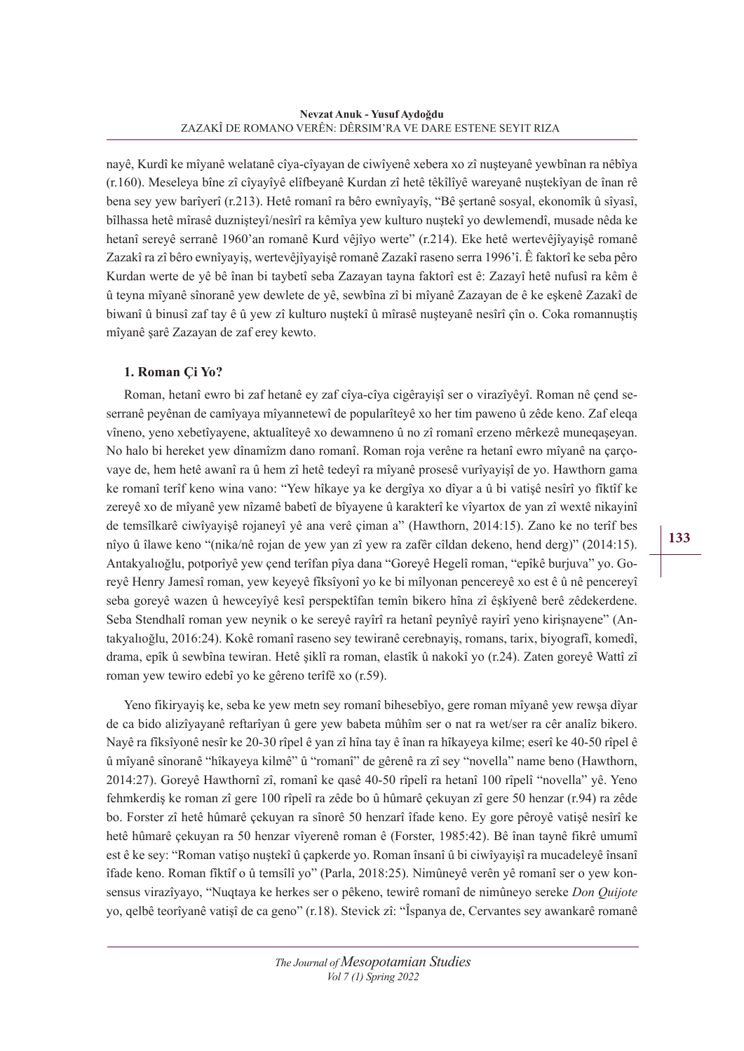nayê, Kurdî ke mîyanê welatanê cîya-cîyayan de ciwîyenê xebera xo zî nuşteyanê yewbînan ra nêbîya (r.160). Meseleya bîne zî cîyayîyê elîfbeyanê Kurdan zî hetê têkîlîyê wareyanê nuştekîyan de înan rê bena sey yew barîyerî (r.213). Hetê romanî ra bêro ewnîyayîş, “Bê şertanê sosyal, ekonomîk û sîyasî, bîlhassa hetê mîrasê duznişteyî/nesîrî ra kêmîya yew kulturo nuştekî yo dewlemendî, musade nêda ke hetanî sereyê serranê 1960’an romanê Kurd vêjîyo werte” (r.214). Eke hetê wertevêjîyayişê romanê Zazakî ra zî bêro ewnîyayiş, wertevêjîyayişê romanê Zazakî raseno serra 1996’î. Ê faktorî ke seba pêro Kurdan werte de yê bê înan bi taybetî seba Zazayan tayna faktorî est ê: Zazayî hetê nufusî ra kêm ê û teyna mîyanê sînoranê yew dewlete de yê, sewbîna zî bi mîyanê Zazayan de ê ke eşkenê Zazakî de biwanî û binusî zaf tay ê û yew zî kulturo nuştekî û mîrasê nuşteyanê nesîrî çîn o. Coka romannuştiş mîyanê şarê Zazayan de zaf erey kewto.

## 1. Roman Çi Yo?

Roman, hetanî ewro bi zaf hetanê ey zaf cîya-cîya cigêrayişî ser o virazîyêyî. Roman nê çend seserranê peyênan de camîyaya mîyannetewî de popularîteyê xo her tim paweno û zêde keno. Zaf eleqa vîneno, yeno xebetîyayene, aktualîteyê xo dewamneno û no zî romanî erzeno mêrkezê muneqaşeyan. No halo bi hereket yew dînamîzm dano romanî. Roman roja verêne ra hetanî ewro mîyanê na çarçovaye de, hem hetê awanî ra û hem zî hetê tedeyî ra mîyanê prosesê vurîyayişî de yo. Hawthorn gama ke romanî terîf keno wina vano: “Yew hîkaye ya ke dergîya xo dîyar a û bi vatişê nesîrî yo fîktîf ke zereyê xo de mîyanê yew nîzamê babetî de bîyayene û karakterî ke vîyartox de yan zî wextê nikayinî de temsîlkarê ciwîyayişê rojaneyî yê ana verê çiman a” (Hawthorn, 2014:15). Zano ke no terîf bes nîyo û îlawe keno “(nika/nê rojan de yew yan zî yew ra zafêr cîldan dekeno, hend derg)” (2014:15). Antakyalıoğlu, potporîyê yew çend terîfan pîya dana “Goreyê Hegelî roman, “epîkê burjuva” yo. Goreyê Henry Jamesî roman, yew keyeyê fîksîyonî yo ke bi mîlyonan pencereyê xo est ê û nê pencereyî seba goreyê wazen û hewceyîyê kesî perspektîfan temîn bikero hîna zî êşkîyenê berê zêdekerdene. Seba Stendhalî roman yew neynik o ke sereyê rayîrî ra hetanî peynîyê rayirî yeno kirişnayene” (Antakyalıoğlu, 2016:24). Kokê romanî raseno sey tewiranê cerebnayiş, romans, tarix, biyografî, komedî, drama, epîk û sewbîna tewiran. Hetê şiklî ra roman, elastîk û nakokî yo (r.24). Zaten goreyê Wattî zî roman yew tewiro edebî yo ke gêreno terîfê xo (r.59).

Yeno fikiryayiş ke, seba ke yew metn sey romanî bihesebîyo, gere roman mîyanê yew rewşa dîyar de ca bido alizîyayanê reftarîyan û gere yew babeta mûhîm ser o nat ra wet/ser ra cêr analîz bikero. Nayê ra fîksîyonê nesîr ke 20-30 rîpel ê yan zî hîna tay ê înan ra hîkayeya kilme; eserî ke 40-50 rîpel ê û mîyanê sînoranê “hîkayeya kilmê” û “romanî” de gêrenê ra zî sey “novella” name beno (Hawthorn, 2014:27). Goreyê Hawthornî zî, romanî ke qasê 40-50 rîpelî ra hetanî 100 rîpelî “novella” yê. Yeno fehmkerdiş ke roman zî gere 100 rîpelî ra zêde bo û hûmarê çekuyan zî gere 50 henzar (r.94) ra zêde bo. Forster zî hetê hûmarê çekuyan ra sînorê 50 henzarî îfade keno. Ey gore pêroyê vatişê nesîrî ke hetê hûmarê çekuyan ra 50 henzar vîyerenê roman ê (Forster, 1985:42). Bê înan taynê fikrê umumî est ê ke sey: “Roman vatişo nuştekî û çapkerde yo. Roman însanî û bi ciwîyayişî ra mucadeleyê însanî îfade keno. Roman fîktîf o û temsîlî yo” (Parla, 2018:25). Nimûneyê verên yê romanî ser o yew konsensus virazîyayo, “Nuqtaya ke herkes ser o pêkeno, tewirê romanî de nimûneyo sereke *Don Quijote* yo, qelbê teorîyanê vatişî de ca geno” (r.18). Stevick zî: “Îspanya de, Cervantes sey awankarê romanê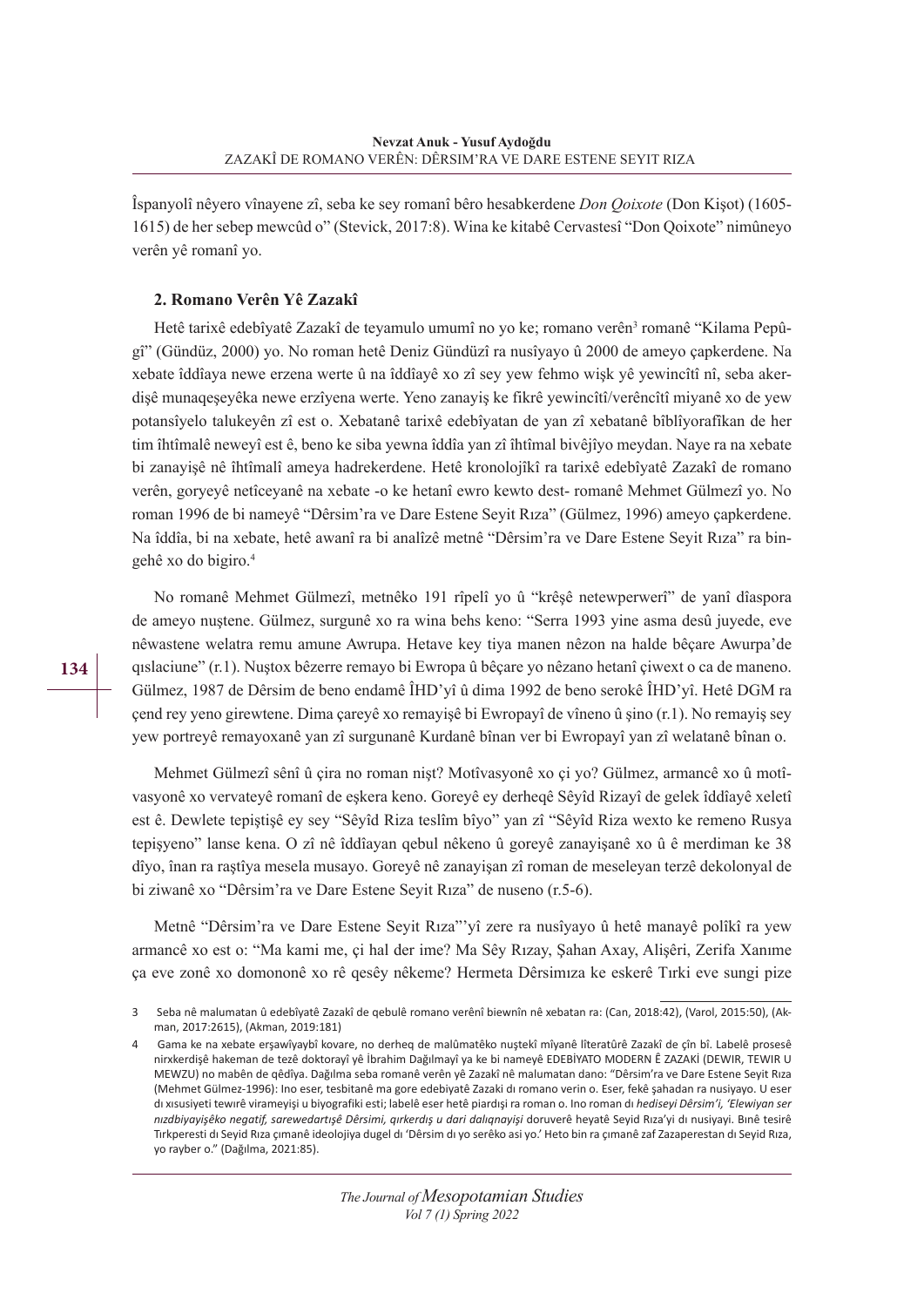İspanyolî nêyero vînayene zî, seba ke sey romanî bêro hesabkerdene *Don Qoixote* (Don Kişot) (1605-1615) de her sebep mewcûd o" (Stevick, 2017:8). Wina ke kitabê Cervastesî "Don Qoixote" nimûneyo verên yê romanî yo.

## 2. Romano Verên Yê Zazakî

Hetê tarixê edebîyatê Zazakî de teyamulo umumî no yo ke; romano verên[3] romanê "Kilama Pepûgî" (Gündüz, 2000) yo. No roman hetê Deniz Gündüzî ra nusîyayo û 2000 de ameyo çapkerdene. Na xebate îddîaya newe erzena werte û na îddîayê xo zî sey yew fehmo wişk yê yewincîtî nî, seba akerdişê munaqeşeyêka newe erzîyena werte. Yeno zanayiş ke fikrê yewincîtî/verêncîtî miyanê xo de yew potansîyelo talukeyên zî est o. Xebatanê tarixê edebîyatan de yan zî xebatanê bîblîyorafîkan de her tim îhtîmalê neweyî est ê, beno ke siba yewna îddîa yan zî îhtîmal bivêjîyo meydan. Naye ra na xebate bi zanayişê nê îhtîmalî ameya hadrekerdene. Hetê kronolojîkî ra tarixê edebîyatê Zazakî de romano verên, goryeyê netîceyanê na xebate -o ke hetanî ewro kewto dest- romanê Mehmet Gülmezî yo. No roman 1996 de bi nameyê "Dêrsim'ra ve Dare Estene Seyit Rıza" (Gülmez, 1996) ameyo çapkerdene. Na îddîa, bi na xebate, hetê awanî ra bi analîzê metnê "Dêrsim'ra ve Dare Estene Seyit Rıza" ra bingehê xo do bigiro.[4]

No romanê Mehmet Gülmezî, metnêko 191 rîpelî yo û "krêşê netewperwerî" de yanî dîaspora de ameyo nuştene. Gülmez, surgunê xo ra wina behs keno: "Serra 1993 yine asma desû juyede, eve nêwastene welatra remu amune Awrupa. Hetave key tiya manen nêzon na halde bêçare Awurpa'de qışlaciune" (r.1). Nuştox bêzerre remayo bi Ewropa û bêçare yo nêzano hetanî çiwext o ca de maneno. Gülmez, 1987 de Dêrsim de beno endamê ÎHD'yî û dima 1992 de beno serokê ÎHD'yî. Hetê DGM ra çend rey yeno girewtene. Dima çareyê xo remayişê bi Ewropayî de vîneno û şino (r.1). No remayiş sey yew portreyê remayoxanê yan zî surgunanê Kurdanê bînan ver bi Ewropayî yan zî welatanê bînan o.

Mehmet Gülmezî sênî û çira no roman nişt? Motîvasyonê xo çi yo? Gülmez, armancê xo û motîvasyonê xo vervateyê romanî de eşkera keno. Goreyê ey derheqê Sêyîd Rizayî de gelek îddîayê xeletî est ê. Dewlete tepiştişê ey sey "Sêyîd Riza teslîm bîyo" yan zî "Sêyîd Riza wexto ke remeno Rusya tepişyeno" lanse kena. O zî nê îddîayan qebul nêkeno û goreyê zanayişanê xo û ê merdiman ke 38 dîyo, înan ra raştîya mesela musayo. Goreyê nê zanayişan zî roman de meseleyan terzê dekolonyal de bi ziwanê xo "Dêrsim'ra ve Dare Estene Seyit Rıza" de nuseno (r.5-6).

Metnê "Dêrsim'ra ve Dare Estene Seyit Rıza"'yî zere ra nusîyayo û hetê manayê polîkî ra yew armancê xo est o: "Ma kami me, çi hal der ime? Ma Sêy Rızay, Şahan Axay, Alişêri, Zerifa Xanıme ça eve zonê xo domononê xo rê qesêy nêkeme? Hermeta Dêrsimıza ke eskerê Tırki eve sungi pize

---

3 Seba nê malumatan û edebîyatê Zazakî de qebulê romano verênî biewnîn nê xebatan ra: (Can, 2018:42), (Varol, 2015:50), (Akman, 2017:2615), (Akman, 2019:181)

4 Gama ke na xebate erşawîyaybî kovare, no derheq de malûmatêko nuştekî mîyanê lîteratûrê Zazakî de çîn bî. Labelê prosesê nirxkerdişê hakeman de tezê doktorayî yê İbrahim Dağılmayî ya ke bi nameyê EDEBİYATO MODERN Ê ZAZAKİ (DEWIR, TEWIR U MEWZU) no mabên de qêdîya. Dağılma seba romanê verên yê Zazakî nê malumatan dano: "Dêrsim'ra ve Dare Estene Seyit Rıza (Mehmet Gülmez-1996): Ino eser, tesbitanê ma gore edebiyatê Zazaki dı romano verin o. Eser, fekê şahadan ra nusiyayo. U eser dı xısusiyetê tewırê virameyişi u biyografiki esti; labelê eser hetê piardışi ra roman o. Ino roman dı *hediseyi Dêrsim'i, 'Elewiyan ser nızdbiyayişêko negatif, sarewedartışê Dêrsimi, qırkerdış u dari dalıqnayişi* doruverê heyatê Seyid Rıza'yi dı nusiyayi. Bınê tesirê Tırkperesti dı Seyid Rıza çımanê ideolojiya dugel dı 'Dêrsim dı yo serêko asi yo.' Heto bin ra çımanê zaf Zazaperestan dı Seyid Rıza, yo rayber o." (Dağılma, 2021:85).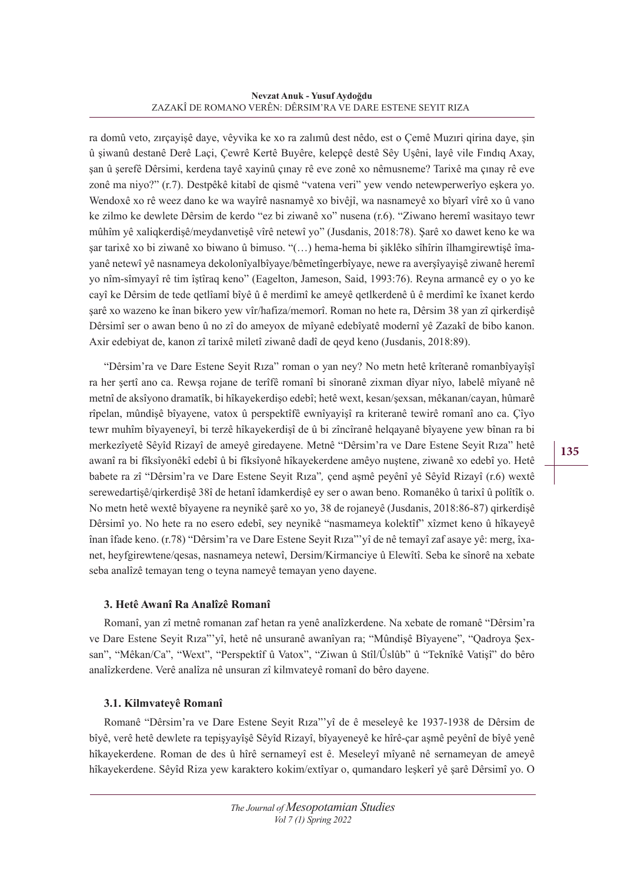ra domû veto, zırçayişê daye, vêyvika ke xo ra zalımû dest nêdo, est o Çemê Muzırı qirina daye, şin û şiwanû destanê Derê Laçi, Çewrê Kertê Buyêre, kelepçê destê Sêy Uşêni, layê vile Fındıq Axay, şan û şerefê Dêrsimi, kerdena tayê xayinû çınay rê eve zonê xo nêmusneme? Tarixê ma çınay rê eve zonê ma niyo?" (r.7). Destpêkê kitabî de qismê "vatena veri" yew vendo netewperwerîyo eşkera yo. Wendoxê xo rê weez dano ke wa wayîrê nasnamyê xo bivêjî, wa nasnameyê xo bîyarî vîrê xo û vano ke zilmo ke dewlete Dêrsim de kerdo "ez bi ziwanê xo" nusena (r.6). "Ziwano heremî wasitayo tewr mûhîm yê xaliqkerdişê/meydanvetişê vîrê netewî yo" (Jusdanis, 2018:78). Şarê xo dawet keno ke wa şar tarixê xo bi ziwanê xo biwano û bimuso. "(…) hema-hema bi şiklêko sîhîrin îlhamgirewtişê îmayanê netewî yê nasnameya dekolonîyalbîyaye/bêmetîngerbîyaye, newe ra averşîyayişê ziwanê heremî yo nîm-sîmyayî rê tim îştîraq keno" (Eagelton, Jameson, Said, 1993:76). Reyna armancê ey o yo ke cayî ke Dêrsim de tede qetlîamî bîyê û ê merdimî ke ameyê qetlkerdenê û ê merdimî ke îxanet kerdo şarê xo wazeno ke înan bikero yew vîr/hafiza/memorî. Roman no hete ra, Dêrsim 38 yan zî qirkerdişê Dêrsimî ser o awan beno û no zî do ameyox de mîyanê edebîyatê modernî yê Zazakî de bibo kanon. Axir edebiyat de, kanon zî tarixê miletî ziwanê dadî de qeyd keno (Jusdanis, 2018:89).

"Dêrsim'ra ve Dare Estene Seyit Rıza" roman o yan ney? No metn hetê krîteranê romanbîyayîşî ra her şertî ano ca. Rewşa rojane de terîfê romanî bi sînoranê zixman dîyar nîyo, labelê mîyanê nê metnî de aksîyono dramatîk, bi hîkayekerdişo edebî; hetê wext, kesan/şexsan, mêkanan/cayan, hûmarê rîpelan, mûndişê bîyayene, vatox û perspektîfê ewnîyayişî ra kriteranê tewirê romanî ano ca. Çîyo tewr muhîm bîyayeneyî, bi terzê hîkayekerdişî de û bi zîncîranê helqayanê bîyayene yew bînan ra bi merkezîyetê Sêyîd Rizayî de ameyê giredayene. Metnê "Dêrsim'ra ve Dare Estene Seyit Rıza" hetê awanî ra bi fîksîyonêkî edebî û bi fîksîyonê hîkayekerdene amêyo nuştene, ziwanê xo edebî yo. Hetê babete ra zî "Dêrsim'ra ve Dare Estene Seyit Rıza", çend aşmê peyênî yê Sêyîd Rizayî (r.6) wextê serewedartişê/qirkerdişê 38î de hetanî îdamkerdişê ey ser o awan beno. Romanêko û tarixî û polîtîk o. No metn hetê wextê bîyayene ra neynikê şarê xo yo, 38 de rojaneyê (Jusdanis, 2018:86-87) qirkerdişê Dêrsimî yo. No hete ra no esero edebî, sey neynikê "nasmameya kolektîf" xîzmet keno û hîkayeyê înan îfade keno. (r.78) "Dêrsim'ra ve Dare Estene Seyit Rıza"'yî de nê temayî zaf asaye yê: merg, îxanet, heyfgirewtene/qesas, nasnameya netewî, Dersim/Kirmanciye û Elewîtî. Seba ke sînorê na xebate seba analîzê temayan teng o teyna nameyê temayan yeno dayene.

### 3. Hetê Awanî Ra Analîzê Romanî

Romanî, yan zî metnê romanan zaf hetan ra yenê analîzkerdene. Na xebate de romanê "Dêrsim'ra ve Dare Estene Seyit Rıza"'yî, hetê nê unsuranê awanîyan ra; "Mûndişê Bîyayene", "Qadroya Şexsan", "Mêkan/Ca", "Wext", "Perspektîf û Vatox", "Ziwan û Stîl/Ûslûb" û "Teknîkê Vatişî" do bêro analîzkerdene. Verê analîza nê unsuran zî kilmvateyê romanî do bêro dayene.

### 3.1. Kilmvateyê Romanî

Romanê "Dêrsim'ra ve Dare Estene Seyit Rıza"'yî de ê meseleyê ke 1937-1938 de Dêrsim de bîyê, verê hetê dewlete ra tepişyayîşê Sêyîd Rizayî, bîyayeneyê ke hîrê-çar aşmê peyênî de bîyê yenê hîkayekerdene. Roman de des û hîrê sernameyî est ê. Meseleyî mîyanê nê sernameyan de ameyê hîkayekerdene. Sêyîd Riza yew karaktero kokim/extîyar o, qumandaro leşkerî yê şarê Dêrsimî yo. O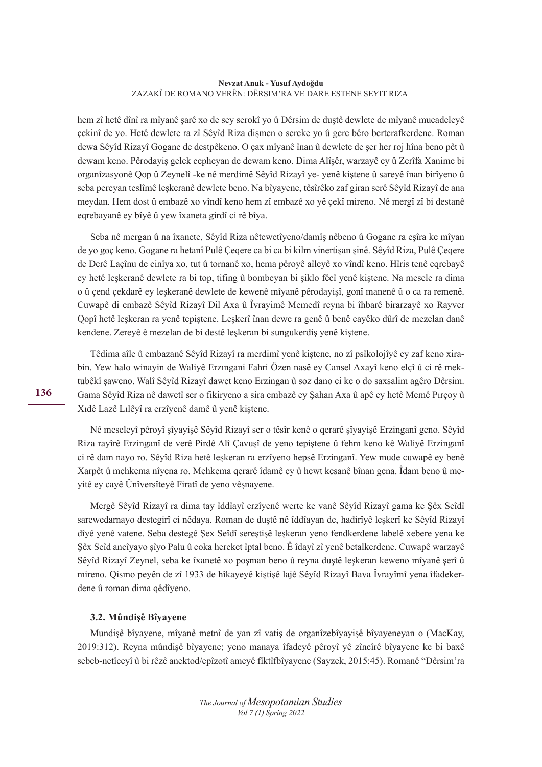hem zî hetê dînî ra mîyanê şarê xo de sey serokî yo û Dêrsim de duştê dewlete de mîyanê mucadeleyê çekinî de yo. Hetê dewlete ra zî Sêyîd Riza dişmen o sereke yo û gere bêro berterafkerdene. Roman dewa Sêyîd Rizayî Gogane de destpêkeno. O çax mîyanê înan û dewlete de şer her roj hîna beno pêt û dewam keno. Pêrodayiş gelek cepheyan de dewam keno. Dima Alîşêr, warzayê ey û Zerîfa Xanime bi organîzasyonê Qop û Zeynelî -ke nê merdimê Sêyîd Rizayî ye- yenê kiştene û sareyê înan birîyeno û seba pereyan teslîmê leşkeranê dewlete beno. Na bîyayene, têsîrêko zaf giran serê Sêyîd Rizayî de ana meydan. Hem dost û embazê xo vîndî keno hem zî embazê xo yê çekî mireno. Nê mergî zî bi destanê eqrebayanê ey bîyê û yew îxaneta girdî ci rê bîya.

Seba nê mergan û na îxanete, Sêyîd Riza nêtewetîyeno/damîş nêbeno û Gogane ra eşîra ke mîyan de yo goç keno. Gogane ra hetanî Pulê Çeqere ca bi ca bi kilm vinertişan şinê. Sêyîd Riza, Pulê Çeqere de Derê Laçînu de cinîya xo, tut û tornanê xo, hema pêroyê aîleyê xo vîndî keno. Hîris tenê eqrebayê ey hetê leşkeranê dewlete ra bi top, tifing û bombeyan bi şiklo fêcî yenê kiştene. Na mesele ra dima o û çend çekdarê ey leşkeranê dewlete de kewenê mîyanê pêrodayişî, gonî manenê û o ca ra remenê. Cuwapê di embazê Sêyîd Rizayî Dil Axa û Îvrayimê Memedî reyna bi îhbarê birarzayê xo Rayver Qopî hetê leşkeran ra yenê tepiştene. Leşkerî înan dewe ra genê û benê cayêko dûrî de mezelan danê kendene. Zereyê ê mezelan de bi destê leşkeran bi sungukerdiş yenê kiştene.

Têdima aîle û embazanê Sêyîd Rizayî ra merdimî yenê kiştene, no zî psîkolojîyê ey zaf keno xirabin. Yew halo winayin de Waliyê Erzıngani Fahri Özen nasê ey Cansel Axayî keno elçî û ci rê mektubêkî şaweno. Walî Sêyîd Rizayî dawet keno Erzingan û soz dano ci ke o do saxsalim agêro Dêrsim. Gama Sêyîd Riza nê dawetî ser o fikiryeno a sira embazê ey Şahan Axa û apê ey hetê Memê Pırçoy û Xıdê Lazê Lılêyî ra erzîyenê damê û yenê kiştene.

Nê meseleyî pêroyî şîyayişê Sêyîd Rizayî ser o têsîr kenê o qerarê şîyayişê Erzinganî geno. Sêyîd Riza rayîrê Erzinganî de verê Pirdê Alî Çavuşî de yeno tepiştene û fehm keno kê Waliyê Erzinganî ci rê dam nayo ro. Sêyîd Riza hetê leşkeran ra erzîyeno hepsê Erzinganî. Yew mude cuwapê ey benê Xarpêt û mehkema nîyena ro. Mehkema qerarê îdamê ey û hewt kesanê bînan gena. Îdam beno û meyitê ey cayê Ûnîversîteyê Firatî de yeno vêşnayene.

Mergê Sêyîd Rizayî ra dima tay îddîayî erzîyenê werte ke vanê Sêyîd Rizayî gama ke Şêx Seîdî sarewedarnayo destegirî ci nêdaya. Roman de duştê nê îddîayan de, hadirîyê leşkerî ke Sêyîd Rizayî dîyê yenê vatene. Seba destegê Şex Seîdî sereştişê leşkeran yeno fendkerdene labelê xebere yena ke Şêx Seîd ancîyayo şîyo Palu û coka hereket îptal beno. Ê îdayî zî yenê betalkerdene. Cuwapê warzayê Sêyîd Rizayî Zeynel, seba ke îxanetê xo poşman beno û reyna duştê leşkeran keweno mîyanê şerî û mireno. Qismo peyên de zî 1933 de hîkayeyê kiştişê lajê Sêyîd Rizayî Bava Îvrayîmî yena îfadekerdene û roman dima qêdîyeno.

### 3.2. Mûndişê Bîyayene

Mundişê bîyayene, mîyanê metnî de yan zî vatiş de organîzebîyayişê bîyayeneyan o (MacKay, 2019:312). Reyna mûndişê bîyayene; yeno manaya îfadeyê pêroyî yê zîncîrê bîyayene ke bi baxê sebeb-netîceyî û bi rêzê anektod/epîzotî ameyê fîktîfbîyayene (Sayzek, 2015:45). Romanê "Dêrsim'ra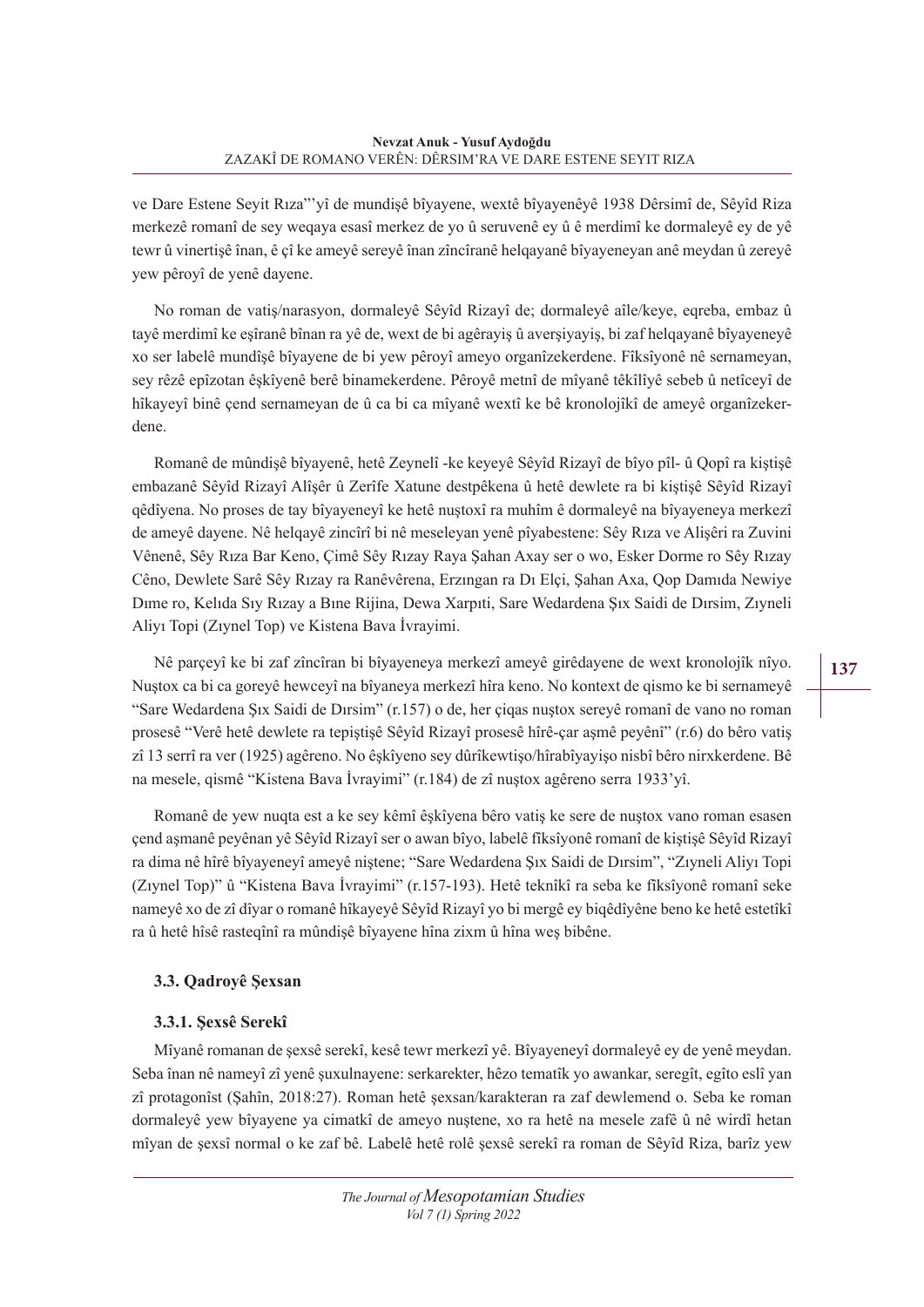ve Dare Estene Seyit Rıza"'yî de mundişê bîyayene, wextê bîyayenêyê 1938 Dêrsimî de, Sêyîd Riza merkezê romanî de sey weqaya esasî merkez de yo û seruvenê ey û ê merdimî ke dormaleyê ey de yê tewr û vinertişê înan, ê çî ke ameyê sereyê înan zîncîranê helqayanê bîyayeneyan anê meydan û zereyê yew pêroyî de yenê dayene.

No roman de vatiş/narasyon, dormaleyê Sêyîd Rizayî de; dormaleyê aîle/keye, eqreba, embaz û tayê merdimî ke eşîranê bînan ra yê de, wext de bi agêrayiş û averşiyayiş, bi zaf helqayanê bîyayeneyê xo ser labelê mundîşê bîyayene de bi yew pêroyî ameyo organîzekerdene. Fîksîyonê nê sernameyan, sey rêzê epîzotan êşkîyenê berê binamekerdene. Pêroyê metnî de mîyanê têkîlîyê sebeb û netîceyî de hîkayeyî binê çend sernameyan de û ca bi ca mîyanê wextî ke bê kronolojîkî de ameyê organîzekerdene.

Romanê de mûndişê bîyayenê, hetê Zeynelî -ke keyeyê Sêyîd Rizayî de bîyo pîl- û Qopî ra kiştişê embazanê Sêyîd Rizayî Alîşêr û Zerîfe Xatune destpêkena û hetê dewlete ra bi kiştişê Sêyîd Rizayî qêdîyena. No proses de tay bîyayeneyî ke hetê nuştoxî ra muhîm ê dormaleyê na bîyayeneya merkezî de ameyê dayene. Nê helqayê zincîrî bi nê meseleyan yenê pîyabestene: Sêy Rıza ve Alişêri ra Zuvini Vênenê, Sêy Rıza Bar Keno, Çimê Sêy Rızay Raya Şahan Axay ser o wo, Esker Dorme ro Sêy Rızay Cêno, Dewlete Sarê Sêy Rızay ra Ranêvêrena, Erzıngan ra Dı Elçi, Şahan Axa, Qop Damıda Newiye Dıme ro, Kelıda Sıy Rızay a Bıne Rijina, Dewa Xarpıti, Sare Wedardena Şıx Saidi de Dırsim, Zıyneli Aliyı Topi (Zıynel Top) ve Kistena Bava İvrayimi.

Nê parçeyî ke bi zaf zîncîran bi bîyayeneya merkezî ameyê girêdayene de wext kronolojîk nîyo. Nuştox ca bi ca goreyê hewceyî na bîyaneya merkezî hîra keno. No kontext de qismo ke bi sernameyê "Sare Wedardena Şıx Saidi de Dırsim" (r.157) o de, her çiqas nuştox sereyê romanî de vano no roman prosesê "Verê hetê dewlete ra tepiştişê Sêyîd Rizayî prosesê hîrê-çar aşmê peyênî" (r.6) do bêro vatiş zî 13 serrî ra ver (1925) agêreno. No êşkîyeno sey dûrîkewtişo/hîrabîyayişo nisbî bêro nirxkerdene. Bê na mesele, qismê "Kistena Bava İvrayimi" (r.184) de zî nuştox agêreno serra 1933'yî.

Romanê de yew nuqta est a ke sey kêmî êşkîyena bêro vatiş ke sere de nuştox vano roman esasen çend aşmanê peyênan yê Sêyîd Rizayî ser o awan bîyo, labelê fîksîyonê romanî de kiştişê Sêyîd Rizayî ra dima nê hîrê bîyayeneyî ameyê niştene; "Sare Wedardena Şıx Saidi de Dırsim", "Zıyneli Aliyı Topi (Zıynel Top)" û "Kistena Bava İvrayimi" (r.157-193). Hetê teknîkî ra seba ke fîksîyonê romanî seke nameyê xo de zî dîyar o romanê hîkayeyê Sêyîd Rizayî yo bi mergê ey biqêdîyêne beno ke hetê estetîkî ra û hetê hîsê rasteqînî ra mûndişê bîyayene hîna zixm û hîna weş bibêne.

### 3.3. Qadroyê Şexsan

#### 3.3.1. Şexsê Serekî

Mîyanê romanan de şexsê serekî, kesê tewr merkezî yê. Bîyayeneyî dormaleyê ey de yenê meydan. Seba înan nê nameyî zî yenê şuxulnayene: serkarekter, hêzo tematîk yo awankar, seregît, egîto eslî yan zî protagonîst (Şahîn, 2018:27). Roman hetê şexsan/karakteran ra zaf dewlemend o. Seba ke roman dormaleyê yew bîyayene ya cimatkî de ameyo nuştene, xo ra hetê na mesele zafê û nê wirdî hetan mîyan de şexsî normal o ke zaf bê. Labelê hetê rolê şexsê serekî ra roman de Sêyîd Riza, barîz yew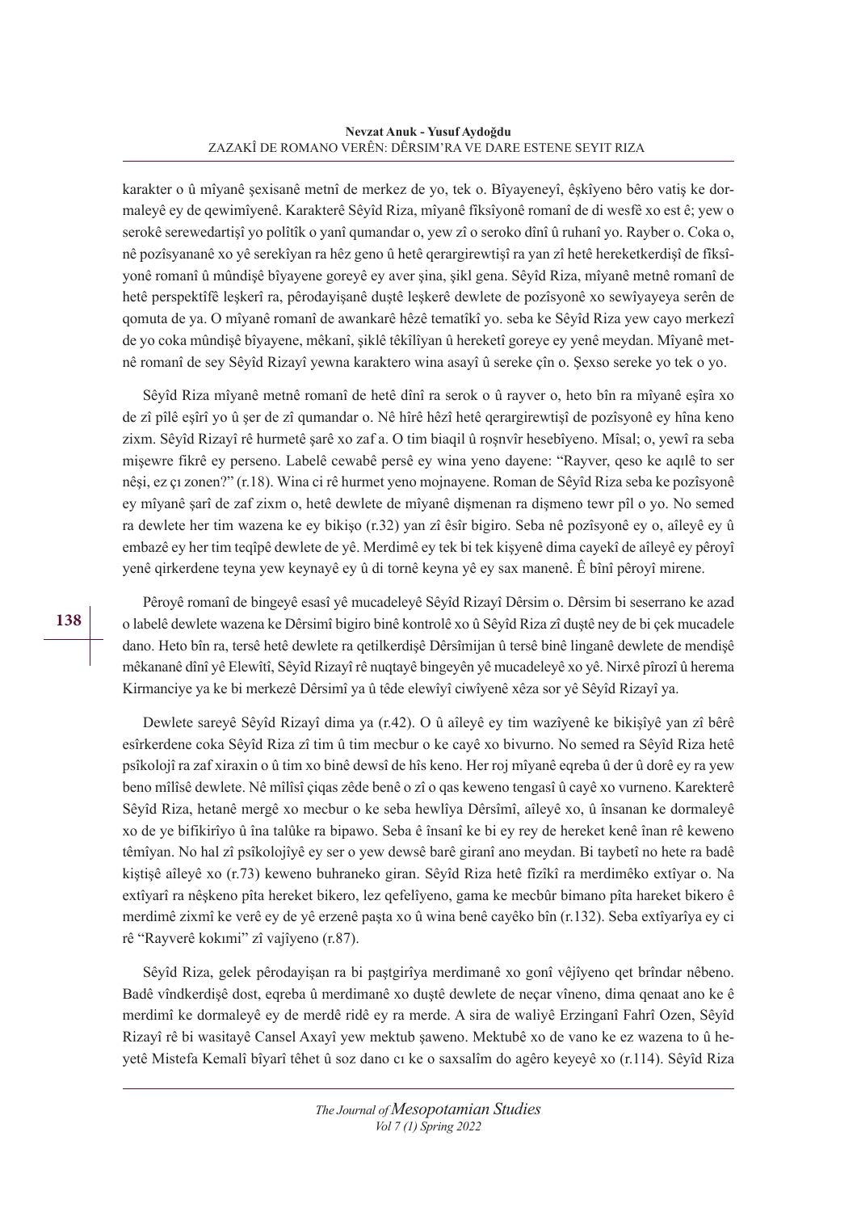karakter o û mîyanê şexisanê metnî de merkez de yo, tek o. Bîyayeneyî, êşkîyeno bêro vatiş ke dormaleyê ey de qewimîyenê. Karakterê Sêyîd Riza, mîyanê fiksîyonê romanî de di wesfê xo est ê; yew o serokê serewedartişî yo polîtîk o yanî qumandar o, yew zî o seroko dînî û ruhanî yo. Rayber o. Coka o, nê pozîsyananê xo yê serekîyan ra hêz geno û hetê qerargirewtişî ra yan zî hetê hereketkerdişî de fiksîyonê romanî û mûndişê bîyayene goreyê ey aver şina, şikl gena. Sêyîd Riza, mîyanê metnê romanî de hetê perspektîfê leşkerî ra, pêrodayişanê duştê leşkerê dewlete de pozîsyonê xo sewîyayeya serên de qomuta de ya. O mîyanê romanî de awankarê hêzê tematîkî yo. seba ke Sêyîd Riza yew cayo merkezî de yo coka mûndişê bîyayene, mêkanî, şiklê têkîlîyan û hereketî goreye ey yenê meydan. Mîyanê metnê romanî de sey Sêyîd Rizayî yewna karaktero wina asayî û sereke çîn o. Şexso sereke yo tek o yo.

Sêyîd Riza mîyanê metnê romanî de hetê dînî ra serok o û rayver o, heto bîn ra mîyanê eşîra xo de zî pîlê eşîrî yo û şer de zî qumandar o. Nê hîrê hêzî hetê qerargirewtişî de pozîsyonê ey hîna keno zixm. Sêyîd Rizayî rê hurmetê şarê xo zaf a. O tim biaqil û roşnvîr hesebîyeno. Mîsal; o, yewî ra seba mişewre fikrê ey perseno. Labelê cewabê persê ey wina yeno dayene: "Rayver, qeso ke aqılê to ser nêşi, ez çı zonen?" (r.18). Wina ci rê hurmet yeno mojnayene. Roman de Sêyîd Riza seba ke pozîsyonê ey mîyanê şarî de zaf zixm o, hetê dewlete de mîyanê dişmenan ra dişmeno tewr pîl o yo. No semed ra dewlete her tim wazena ke ey bikişo (r.32) yan zî êsîr bigiro. Seba nê pozîsyonê ey o, aîleyê ey û embazê ey her tim teqîpê dewlete de yê. Merdimê ey tek bi tek kişyenê dima cayekî de aîleyê ey pêroyî yenê qirkerdene teyna yew keynayê ey û di tornê keyna yê ey sax manenê. Ê bînî pêroyî mirene.

Pêroyê romanî de bingeyê esasî yê mucadeleyê Sêyîd Rizayî Dêrsim o. Dêrsim bi seserrano ke azad o labelê dewlete wazena ke Dêrsimî bigiro binê kontrolê xo û Sêyîd Riza zî duştê ney de bi çek mucadele dano. Heto bîn ra, tersê hetê dewlete ra qetilkerdişê Dêrsîmijan û tersê binê linganê dewlete de mendişê mêkananê dînî yê Elewîtî, Sêyîd Rizayî rê nuqtayê bingeyên yê mucadeleyê xo yê. Nirxê pîrozî û herema Kirmanciye ya ke bi merkezê Dêrsimî ya û têde elewîyî ciwîyenê xêza sor yê Sêyîd Rizayî ya.

Dewlete sareyê Sêyîd Rizayî dima ya (r.42). O û aîleyê ey tim wazîyenê ke bikişîyê yan zî bêrê esîrkerdene coka Sêyîd Riza zî tim û tim mecbur o ke cayê xo bivurno. No semed ra Sêyîd Riza hetê psîkolojî ra zaf xiraxin o û tim xo binê dewsî de hîs keno. Her roj mîyanê eqreba û der û dorê ey ra yew beno mîlîsê dewlete. Nê mîlîsî çiqas zêde benê o zî o qas keweno tengasî û cayê xo vurneno. Karekterê Sêyîd Riza, hetanê mergê xo mecbur o ke seba hewlîya Dêrsimî, aîleyê xo, û însanan ke dormaleyê xo de ye bifikirîyo û îna talûke ra bipawo. Seba ê însanî ke bi ey rey de hereket kenê înan rê keweno têmîyan. No hal zî psîkolojîyê ey ser o yew dewsê barê giranî ano meydan. Bi taybetî no hete ra badê kiştişê aîleyê xo (r.73) keweno buhraneko giran. Sêyîd Riza hetê fîzîkî ra merdimêko extîyar o. Na extîyarî ra nêşkeno pîta hereket bikero, lez qefelîyeno, gama ke mecbûr bimano pîta hareket bikero ê merdimê zixmî ke verê ey de yê erzenê paşta xo û wina benê cayêko bîn (r.132). Seba extîyarîya ey ci rê "Rayverê kokımi" zî vajîyeno (r.87).

Sêyîd Riza, gelek pêrodayişan ra bi paştgirîya merdimanê xo gonî vêjîyeno qet brîndar nêbeno. Badê vîndkerdişê dost, eqreba û merdimanê xo duştê dewlete de neçar vîneno, dima qenaat ano ke ê merdimî ke dormaleyê ey de merdê ridê ey ra merde. A sira de waliyê Erzinganî Fahrî Ozen, Sêyîd Rizayî rê bi wasitayê Cansel Axayî yew mektub şaweno. Mektubê xo de vano ke ez wazena to û heyetê Mistefa Kemalî bîyarî têhet û soz dano cı ke o saxsalîm do agêro keyeyê xo (r.114). Sêyîd Riza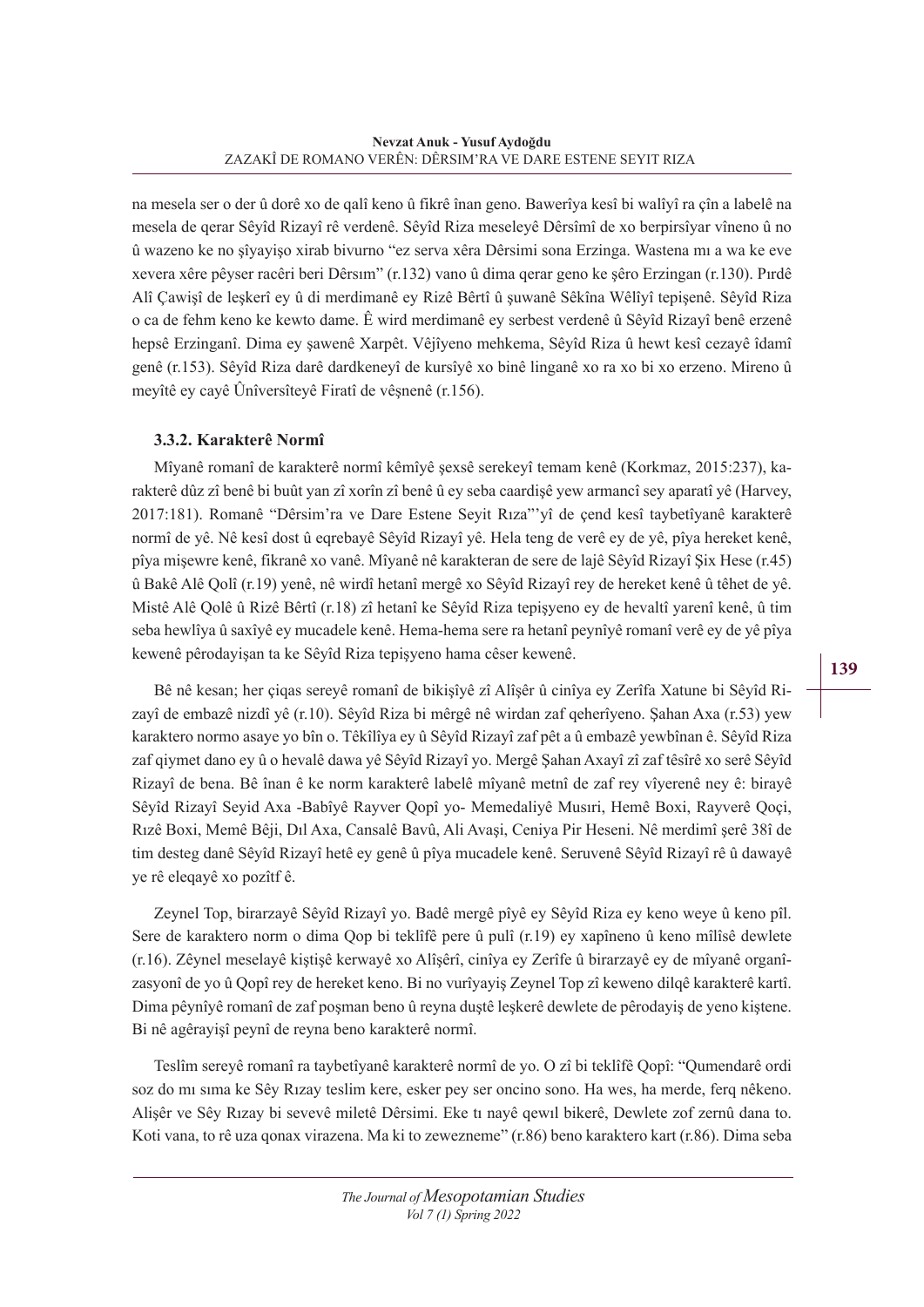na mesela ser o der û dorê xo de qalî keno û fikrê înan geno. Bawerîya kesî bi walîyî ra çîn a labelê na mesela de qerar Sêyîd Rizayî rê verdenê. Sêyîd Riza meseleyê Dêrsîmî de xo berpirsîyar vîneno û no û wazeno ke no şîyayişo xirab bivurno “ez serva xêra Dêrsimi sona Erzinga. Wastena mı a wa ke eve xevera xêre pêyser racêri beri Dêrsım” (r.132) vano û dima qerar geno ke şêro Erzingan (r.130). Pırdê Alî Çawişî de leşkerî ey û di merdimanê ey Rizê Bêrtî û şuwanê Sêkîna Wêlîyî tepişenê. Sêyîd Riza o ca de fehm keno ke kewto dame. Ê wird merdimanê ey serbest verdenê û Sêyîd Rizayî benê erzenê hepsê Erzinganî. Dima ey şawenê Xarpêt. Vêjîyeno mehkema, Sêyîd Riza û hewt kesî cezayê îdamî genê (r.153). Sêyîd Riza darê dardkeneyî de kursîyê xo binê linganê xo ra xo bi xo erzeno. Mireno û meyîtê ey cayê Ûnîversîteyê Firatî de vêşnenê (r.156).

### 3.3.2. Karakterê Normî

Mîyanê romanî de karakterê normî kêmîyê şexsê serekeyî temam kenê (Korkmaz, 2015:237), karakterê dûz zî benê bi buût yan zî xorîn zî benê û ey seba caardişê yew armancî sey aparatî yê (Harvey, 2017:181). Romanê “Dêrsim’ra ve Dare Estene Seyit Rıza”’yî de çend kesî taybetîyanê karakterê normî de yê. Nê kesî dost û eqrebayê Sêyîd Rizayî yê. Hela teng de verê ey de yê, pîya hereket kenê, pîya mişewre kenê, fikranê xo vanê. Mîyanê nê karakteran de sere de lajê Sêyîd Rizayî Şix Hese (r.45) û Bakê Alê Qolî (r.19) yenê, nê wirdî hetanî mergê xo Sêyîd Rizayî rey de hereket kenê û têhet de yê. Mistê Alê Qolê û Rizê Bêrtî (r.18) zî hetanî ke Sêyîd Riza tepişyeno ey de hevaltî yarenî kenê, û tim seba hewlîya û saxîyê ey mucadele kenê. Hema-hema sere ra hetanî peynîyê romanî verê ey de yê pîya kewenê pêrodayişan ta ke Sêyîd Riza tepişyeno hama cêser kewenê.

Bê nê kesan; her çiqas sereyê romanî de bikişîyê zî Alîşêr û cinîya ey Zerîfa Xatune bi Sêyîd Rizayî de embazê nizdî yê (r.10). Sêyîd Riza bi mêrgê nê wirdan zaf qeherîyeno. Şahan Axa (r.53) yew karaktero normo asaye yo bîn o. Têkîlîya ey û Sêyîd Rizayî zaf pêt a û embazê yewbînan ê. Sêyîd Riza zaf qiymet dano ey û o hevalê dawa yê Sêyîd Rizayî yo. Mergê Şahan Axayî zî zaf têsîrê xo serê Sêyîd Rizayî de bena. Bê înan ê ke norm karakterê labelê mîyanê metnî de zaf rey vîyerenê ney ê: birayê Sêyîd Rizayî Seyid Axa -Babîyê Rayver Qopî yo- Memedaliyê Musırı, Hemê Boxi, Rayverê Qoçi, Rızê Boxi, Memê Bêji, Dıl Axa, Cansalê Bavû, Ali Avaşi, Ceniya Pir Heseni. Nê merdimî şerê 38î de tim desteg danê Sêyîd Rizayî hetê ey genê û pîya mucadele kenê. Seruvenê Sêyîd Rizayî rê û dawayê ye rê eleqayê xo pozîtf ê.

Zeynel Top, birarzayê Sêyîd Rizayî yo. Badê mergê pîyê ey Sêyîd Riza ey keno weye û keno pîl. Sere de karaktero norm o dima Qop bi teklîfê pere û pulî (r.19) ey xapîneno û keno mîlîsê dewlete (r.16). Zêynel meselayê kiştişê kerwayê xo Alîşêrî, cinîya ey Zerîfe û birarzayê ey de mîyanê organîzasyonî de yo û Qopî rey de hereket keno. Bi no vurîyayiş Zeynel Top zî keweno dilqê karakterê kartî. Dima pêynîyê romanî de zaf poşman beno û reyna duştê leşkerê dewlete de pêrodayiş de yeno kiştene. Bi nê agêrayişî peynî de reyna beno karakterê normî.

Teslîm sereyê romanî ra taybetîyanê karakterê normî de yo. O zî bi teklîfê Qopî: “Qumendarê ordi soz do mı sıma ke Sêy Rızay teslim kere, esker pey ser oncino sono. Ha wes, ha merde, ferq nêkeno. Alişêr ve Sêy Rızay bi sevevê miletê Dêrsimi. Eke tı nayê qewıl bikerê, Dewlete zof zernû dana to. Koti vana, to rê uza qonax virazena. Ma ki to zewezneme” (r.86) beno karaktero kart (r.86). Dima seba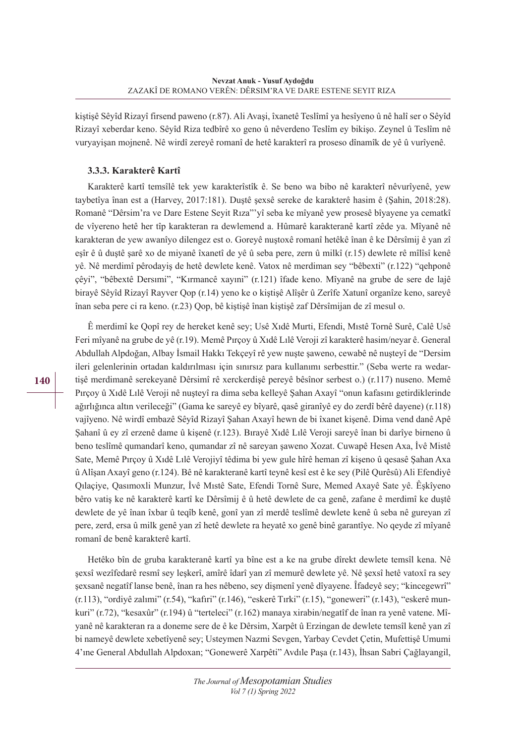kiştişê Sêyîd Rizayî firsend paweno (r.87). Ali Avaşi, îxanetê Teslîmî ya hesîyeno û nê halî ser o Sêyîd Rizayî xeberdar keno. Sêyîd Riza tedbîrê xo geno û nêverdeno Teslîm ey bikişo. Zeynel û Teslîm nê vuryayişan mojnenê. Nê wirdî zereyê romanî de hetê karakterî ra proseso dînamîk de yê û vurîyenê.

### 3.3.3. Karakterê Kartî

Karakterê kartî temsîlê tek yew karakterîstîk ê. Se beno wa bibo nê karakterî nêvurîyenê, yew taybetîya înan est a (Harvey, 2017:181). Duştê şexsê sereke de karakterê hasim ê (Şahin, 2018:28). Romanê "Dêrsim'ra ve Dare Estene Seyit Rıza"'yî seba ke mîyanê yew prosesê bîyayene ya cematkî de vîyereno hetê her tîp karakteran ra dewlemend a. Hûmarê karakteranê kartî zêde ya. Mîyanê nê karakteran de yew awanîyo dilengez est o. Goreyê nuştoxê romanî hetêkê înan ê ke Dêrsîmij ê yan zî eşîr ê û duştê şarê xo de miyanê îxanetî de yê û seba pere, zern û milkî (r.15) dewlete rê mîlîsî kenê yê. Nê merdimî pêrodayiş de hetê dewlete kenê. Vatox nê merdiman sey "bêbexti" (r.122) "qehponê çêyi", "bêbextê Dersımi", "Kırmancê xayıni" (r.121) îfade keno. Mîyanê na grube de sere de lajê birayê Sêyîd Rizayî Rayver Qop (r.14) yeno ke o kiştişê Alîşêr û Zerîfe Xatunî organîze keno, sareyê înan seba pere ci ra keno. (r.23) Qop, bê kiştişê înan kiştişê zaf Dêrsîmijan de zî mesul o.

Ê merdimî ke Qopî rey de hereket kenê sey; Usê Xıdê Murti, Efendi, Mıstê Tornê Surê, Calê Usê Feri mîyanê na grube de yê (r.19). Memê Pırçoy û Xıdê Lılê Veroji zî karakterê hasim/neyar ê. General Abdullah Alpdoğan, Albay İsmail Hakkı Tekçeyî rê yew nuşte şaweno, cewabê nê nuşteyî de "Dersim ileri gelenlerinin ortadan kaldırılması için sınırsız para kullanımı serbesttir." (Seba werte ra wedartişê merdimanê serekeyanê Dêrsîmî rê xerckerdişê pereyê bêsînor serbest o.) (r.117) nuseno. Memê Pırçoy û Xıdê Lılê Veroji nê nuşteyî ra dima seba kelleyê Şahan Axayî "onun kafasını getirdiklerinde ağırlığınca altın verileceği" (Gama ke sareyê ey bîyarê, qasê giranîyê ey do zerdî bêrê dayene) (r.118) vajîyeno. Nê wirdî embazê Sêyîd Rizayî Şahan Axayî hewn de bi îxanet kişenê. Dima vend danê Apê Şahanî û ey zî erzenê dame û kişenê (r.123). Bırayê Xıdê Lılê Veroji sareyê înan bi darîye birneno û beno teslîmê qumandarî keno, qumandar zî nê sareyan şaweno Xozat. Cuwapê Hesen Axa, İvê Mistê Sate, Memê Pırçoy û Xıdê Lılê Verojiyî têdima bi yew gule hîrê heman zî kişeno û qesasê Şahan Axa û Alîşan Axayî geno (r.124). Bê nê karakteranê kartî teynê kesî est ê ke sey (Pilê Qurêsû) Ali Efendiyê Qılaçiye, Qasımoxli Munzur, İvê Mıstê Sate, Efendi Tornê Sure, Memed Axayê Sate yê. Êşkîyeno bêro vatiş ke nê karakterê kartî ke Dêrsîmij ê û hetê dewlete de ca genê, zafane ê merdimî ke duştê dewlete de yê înan îxbar û teqîb kenê, gonî yan zî merdê teslîmê dewlete kenê û seba nê gureyan zî pere, zerd, ersa û milk genê yan zî hetê dewlete ra heyatê xo genê binê garantîye. No qeyde zî mîyanê romanî de benê karakterê kartî.

Hetêko bîn de gruba karakteranê kartî ya bîne est a ke na grube dîrekt dewlete temsîl kena. Nê şexsî wezîfedarê resmî sey leşkerî, amîrê îdarî yan zî memurê dewlete yê. Nê şexsî hetê vatoxî ra sey şexsanê negatîf lanse benê, înan ra hes nêbeno, sey dişmenî yenê dîyayene. Îfadeyê sey; "kincegewrî" (r.113), "ordiyê zalımi" (r.54), "kafıri" (r.146), "eskerê Tırki" (r.15), "goneweri" (r.143), "eskerê munkuri" (r.72), "kesaxûr" (r.194) û "terteleci" (r.162) manaya xirabin/negatîf de înan ra yenê vatene. Mîyanê nê karakteran ra a doneme sere de ê ke Dêrsim, Xarpêt û Erzingan de dewlete temsîl kenê yan zî bi nameyê dewlete xebetîyenê sey; Usteymen Nazmi Sevgen, Yarbay Cevdet Çetin, Mufettişê Umumi 4'ıne General Abdullah Alpdoxan; "Gonewerê Xarpêti" Avdıle Paşa (r.143), İhsan Sabri Çağlayangil,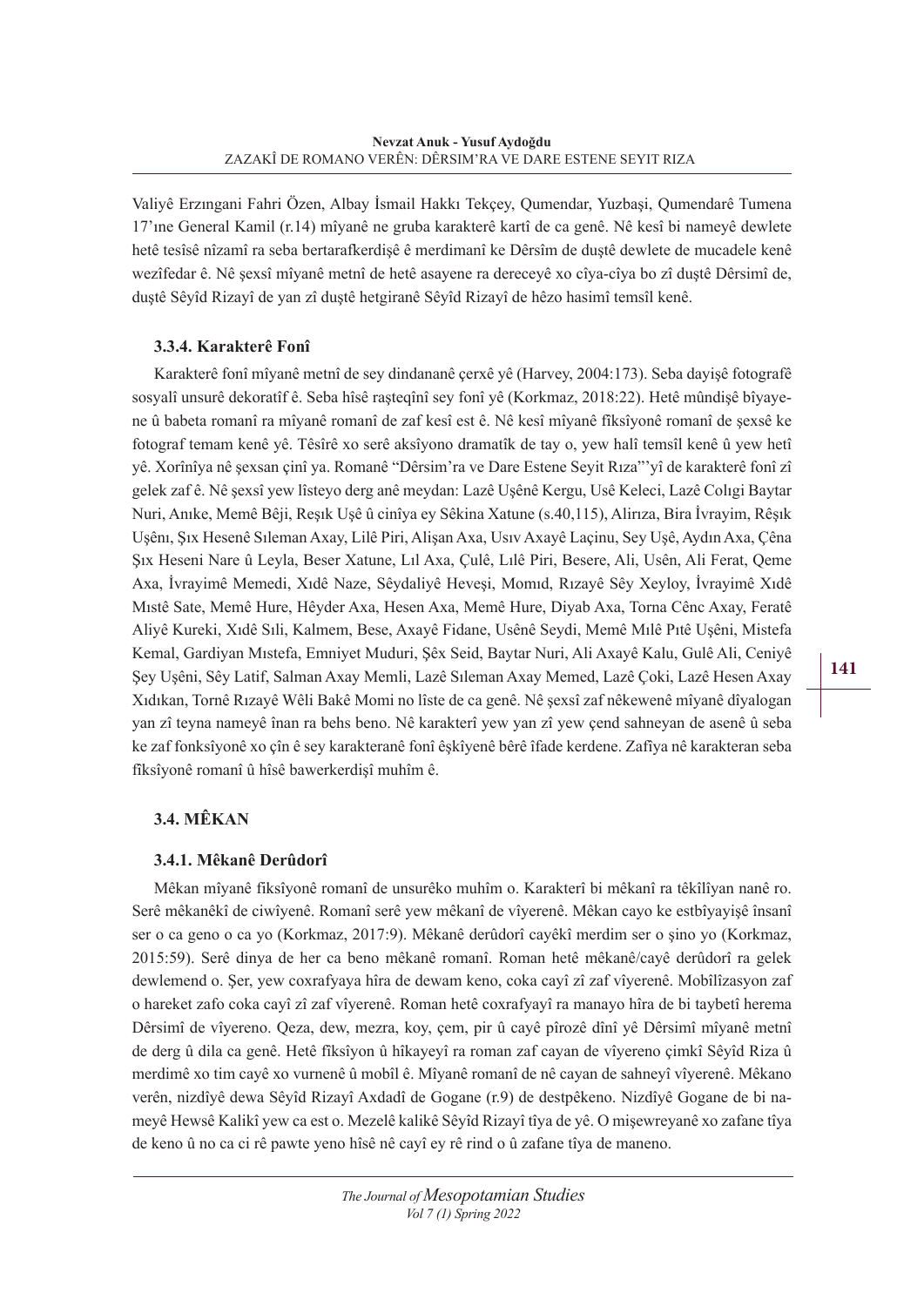Valiyê Erzıngani Fahri Özen, Albay İsmail Hakkı Tekçey, Qumendar, Yuzbaşi, Qumendarê Tumena 17'ıne General Kamil (r.14) mîyanê ne gruba karakterê kartî de ca genê. Nê kesî bi nameyê dewlete hetê tesîsê nîzamî ra seba bertarafkerdişê ê merdimanî ke Dêrsîm de duştê dewlete de mucadele kenê wezîfedar ê. Nê şexsî mîyanê metnî de hetê asayene ra dereceyê xo cîya-cîya bo zî duştê Dêrsimî de, duştê Sêyîd Rizayî de yan zî duştê hetgiranê Sêyîd Rizayî de hêzo hasimî temsîl kenê.

### 3.3.4. Karakterê Fonî

Karakterê fonî mîyanê metnî de sey dindananê çerxê yê (Harvey, 2004:173). Seba dayişê fotografê sosyalî unsurê dekoratîf ê. Seba hîsê raşteqînî sey fonî yê (Korkmaz, 2018:22). Hetê mûndişê bîyayene û babeta romanî ra mîyanê romanî de zaf kesî est ê. Nê kesî mîyanê fîksîyonê romanî de şexsê ke fotograf temam kenê yê. Têsîrê xo serê aksîyono dramatîk de tay o, yew halî temsîl kenê û yew hetî yê. Xorînîya nê şexsan çinî ya. Romanê "Dêrsim'ra ve Dare Estene Seyit Rıza"'yî de karakterê fonî zî gelek zaf ê. Nê şexsî yew lîsteyo derg anê meydan: Lazê Uşênê Kergu, Usê Keleci, Lazê Colıgi Baytar Nuri, Anıke, Memê Bêji, Reşık Uşê û cinîya ey Sêkina Xatune (s.40,115), Alirıza, Bira İvrayim, Rêşık Uşênı, Şıx Hesenê Sıleman Axay, Lilê Piri, Alişan Axa, Usıv Axayê Laçinu, Sey Uşê, Aydın Axa, Çêna Şıx Heseni Nare û Leyla, Beser Xatune, Lıl Axa, Çulê, Lılê Piri, Besere, Ali, Usên, Ali Ferat, Qeme Axa, İvrayimê Memedi, Xıdê Naze, Sêydaliyê Heveşi, Momıd, Rızayê Sêy Xeyloy, İvrayimê Xıdê Mıstê Sate, Memê Hure, Hêyder Axa, Hesen Axa, Memê Hure, Diyab Axa, Torna Cênc Axay, Feratê Aliyê Kureki, Xıdê Sıli, Kalmem, Bese, Axayê Fidane, Usênê Seydi, Memê Mılê Pıtê Uşêni, Mistefa Kemal, Gardiyan Mıstefa, Emniyet Muduri, Şêx Seid, Baytar Nuri, Ali Axayê Kalu, Gulê Ali, Ceniyê Şey Uşêni, Sêy Latif, Salman Axay Memli, Lazê Sıleman Axay Memed, Lazê Çoki, Lazê Hesen Axay Xıdıkan, Tornê Rızayê Wêli Bakê Momi no lîste de ca genê. Nê şexsî zaf nêkewenê mîyanê dîyalogan yan zî teyna nameyê înan ra behs beno. Nê karakterî yew yan zî yew çend sahneyan de asenê û seba ke zaf fonksîyonê xo çîn ê sey karakteranê fonî êşkîyenê bêrê îfade kerdene. Zafîya nê karakteran seba fîksîyonê romanî û hîsê bawerkerdişî muhîm ê.

## 3.4. MÊKAN

### 3.4.1. Mêkanê Derûdorî

Mêkan mîyanê fîksîyonê romanî de unsurêko muhîm o. Karakterî bi mêkanî ra têkîlîyan nanê ro. Serê mêkanêkî de ciwîyenê. Romanî serê yew mêkanî de vîyerenê. Mêkan cayo ke estbîyayişê însanî ser o ca geno o ca yo (Korkmaz, 2017:9). Mêkanê derûdorî cayêkî merdim ser o şino yo (Korkmaz, 2015:59). Serê dinya de her ca beno mêkanê romanî. Roman hetê mêkanê/cayê derûdorî ra gelek dewlemend o. Şer, yew coxrafyaya hîra de dewam keno, coka cayî zî zaf vîyerenê. Mobîlîzasyon zaf o hareket zafo coka cayî zî zaf vîyerenê. Roman hetê coxrafyayî ra manayo hîra de bi taybetî herema Dêrsimî de vîyereno. Qeza, dew, mezra, koy, çem, pir û cayê pîrozê dînî yê Dêrsimî mîyanê metnî de derg û dila ca genê. Hetê fîksîyon û hîkayeyî ra roman zaf cayan de vîyereno çimkî Sêyîd Riza û merdimê xo tim cayê xo vurnenê û mobîl ê. Mîyanê romanî de nê cayan de sahneyî vîyerenê. Mêkano verên, nizdîyê dewa Sêyîd Rizayî Axdadî de Gogane (r.9) de destpêkeno. Nizdîyê Gogane de bi nameyê Hewsê Kalikî yew ca est o. Mezelê kalikê Sêyîd Rizayî tîya de yê. O mişewreyanê xo zafane tîya de keno û no ca ci rê pawte yeno hîsê nê cayî ey rê rind o û zafane tîya de maneno.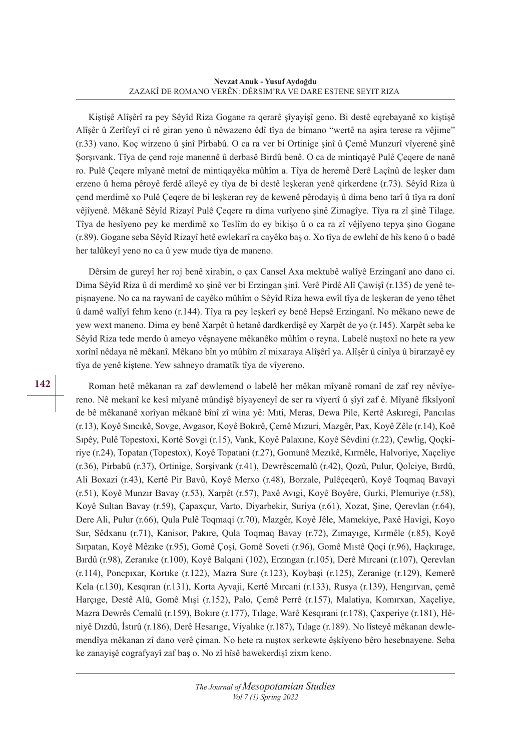Kiştişê Alîşêrî ra pey Sêyîd Riza Gogane ra qerarê şîyayişî geno. Bi destê eqrebayanê xo kiştişê Alîşêr û Zerîfeyî ci rê giran yeno û nêwazeno êdî tîya de bimano “wertê na aşira terese ra vêjime” (r.33) vano. Koç wirzeno û şinî Pîrbabû. O ca ra ver bi Ortinige şinî û Çemê Munzurî vîyerenê şinê Şorşıvank. Tîya de çend roje manennê û derbasê Birdû benê. O ca de mintiqayê Pulê Çeqere de nanê ro. Pulê Çeqere mîyanê metnî de mintiqayêka mûhîm a. Tîya de heremê Derê Laçînû de leşker dam erzeno û hema pêroyê ferdê aîleyê ey tîya de bi destê leşkeran yenê qirkerdene (r.73). Sêyîd Riza û çend merdimê xo Pulê Çeqere de bi leşkeran rey de kewenê pêrodayiş û dima beno tarî û tîya ra donî vêjîyenê. Mêkanê Sêyîd Rizayî Pulê Çeqere ra dima vurîyeno şinê Zimagîye. Tîya ra zî şinê Tilage. Tîya de hesîyeno pey ke merdimê xo Teslîm do ey bikişo û o ca ra zî vêjîyeno tepya şino Gogane (r.89). Gogane seba Sêyîd Rizayî hetê ewlekarî ra cayêko baş o. Xo tîya de ewlehî de hîs keno û o badê her talûkeyî yeno no ca û yew mude tîya de maneno.

Dêrsim de gureyî her roj benê xirabin, o çax Cansel Axa mektubê walîyê Erzinganî ano dano ci. Dima Sêyîd Riza û di merdimê xo şinê ver bi Erzingan şinî. Verê Pirdê Alî Çawişî (r.135) de yenê tepişnayene. No ca na raywanî de cayêko mûhîm o Sêyîd Riza hewa ewîl tîya de leşkeran de yeno têhet û damê walîyî fehm keno (r.144). Tîya ra pey leşkerî ey benê Hepsê Erzinganî. No mêkano newe de yew wext maneno. Dima ey benê Xarpêt û hetanê dardkerdişê ey Xarpêt de yo (r.145). Xarpêt seba ke Sêyîd Riza tede merdo û ameyo vêşnayene mêkanêko mûhîm o reyna. Labelê nuştoxî no hete ra yew xorînî nêdaya nê mêkanî. Mêkano bîn yo mûhîm zî mixaraya Alîşêrî ya. Alîşêr û cinîya û birarzayê ey tîya de yenê kiştene. Yew sahneyo dramatîk tîya de vîyereno.

Roman hetê mêkanan ra zaf dewlemend o labelê her mêkan mîyanê romanî de zaf rey nêvîyereno. Nê mekanî ke kesî mîyanê mûndişê bîyayeneyî de ser ra vîyertî û şîyî zaf ê. Mîyanê fîksîyonî de bê mêkananê xorîyan mêkanê bînî zî wina yê: Mıti, Meras, Dewa Pile, Kertê Askıregi, Pancılas (r.13), Koyê Sıncıkê, Sovge, Avgasor, Koyê Bokırê, Çemê Mızuri, Mazgêr, Pax, Koyê Zêle (r.14), Koê Sıpêy, Pulê Topestoxi, Kortê Sovgi (r.15), Vank, Koyê Palaxıne, Koyê Sêvdini (r.22), Çewlig, Qoçkiriye (r.24), Topatan (Topestox), Koyê Topatani (r.27), Gomunê Mezıkê, Kırmêle, Halvoriye, Xaçeliye (r.36), Pirbabû (r.37), Ortinige, Sorşivank (r.41), Dewrêscemalû (r.42), Qozû, Pulur, Qolciye, Bırdû, Ali Boxazi (r.43), Kertê Pir Bavû, Koyê Merxo (r.48), Borzale, Pulêçeqerû, Koyê Toqmaq Bavayi (r.51), Koyê Munzır Bavay (r.53), Xarpêt (r.57), Paxê Avıgi, Koyê Boyêre, Gurki, Plemuriye (r.58), Koyê Sultan Bavay (r.59), Çapaxçur, Varto, Diyarbekir, Suriya (r.61), Xozat, Şine, Qerevlan (r.64), Dere Ali, Pulur (r.66), Qula Pulê Toqmaqi (r.70), Mazgêr, Koyê Jêle, Mamekiye, Paxê Havigi, Koyo Sur, Sêdxanu (r.71), Kanisor, Pakıre, Qula Toqmaq Bavay (r.72), Zımayıge, Kırmêle (r.85), Koyê Sırpatan, Koyê Mêzıke (r.95), Gomê Çoşi, Gomê Soveti (r.96), Gomê Mıstê Qoçi (r.96), Haçkırage, Bırdû (r.98), Zeranıke (r.100), Koyê Balqani (102), Erzıngan (r.105), Derê Mırcani (r.107), Qerevlan (r.114), Poncpıxar, Kortıke (r.122), Mazra Sure (r.123), Koybaşi (r.125), Zeranige (r.129), Kemerê Kela (r.130), Kesqıran (r.131), Korta Ayvaji, Kertê Mırcani (r.133), Rusya (r.139), Hengırvan, çemê Harçıge, Destê Alû, Gomê Mışi (r.152), Palo, Çemê Perrê (r.157), Malatiya, Komırxan, Xaçeliye, Mazra Dewrês Cemalû (r.159), Bokıre (r.177), Tılage, Warê Kesqırani (r.178), Çaxperiye (r.181), Hêniyê Dızdû, İstırû (r.186), Derê Hesarıge, Viyalıke (r.187), Tılage (r.189). No lîsteyê mêkanan dewlemendîya mêkanan zî dano verê çiman. No hete ra nuştox serkewte êşkîyeno bêro hesebnayene. Seba ke zanayişê cografyayî zaf baş o. No zî hîsê bawekerdişî zixm keno.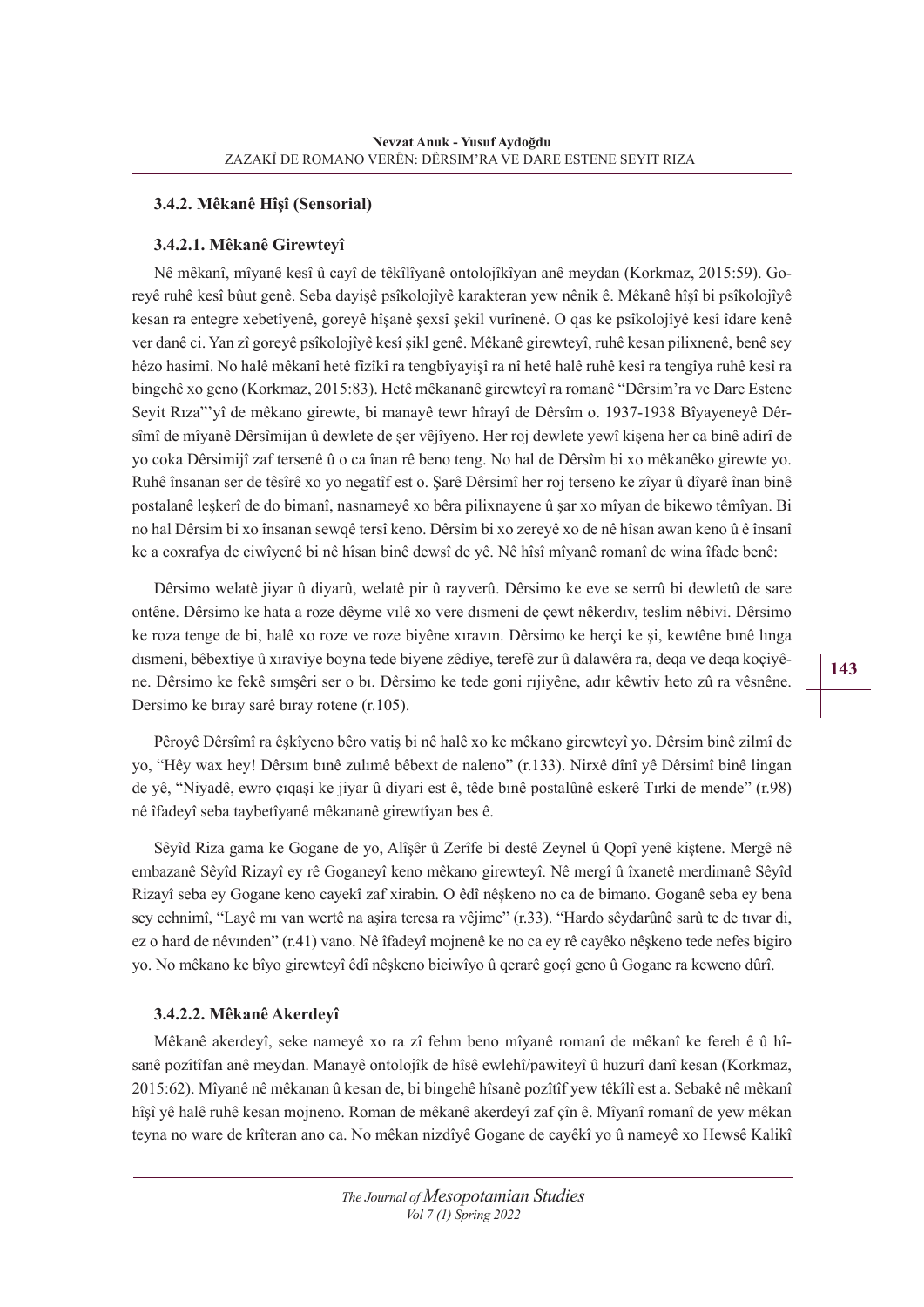### 3.4.2. Mêkanê Hîşî (Sensorial)

#### 3.4.2.1. Mêkanê Girewteyî

Nê mêkanî, mîyanê kesî û cayî de têkîlîyanê ontolojîkîyan anê meydan (Korkmaz, 2015:59). Goreyê ruhê kesî bûut genê. Seba dayişê psîkolojîyê karakteran yew nênik ê. Mêkanê hîşî bi psîkolojîyê kesan ra entegre xebetîyenê, goreyê hîşanê şexsî şekil vurînenê. O qas ke psîkolojîyê kesî îdare kenê ver danê ci. Yan zî goreyê psîkolojîyê kesî şikl genê. Mêkanê girewteyî, ruhê kesan pilixnenê, benê sey hêzo hasimî. No halê mêkanî hetê fîzîkî ra tengbîyayişî ra nî hetê halê ruhê kesî ra tengîya ruhê kesî ra bingehê xo geno (Korkmaz, 2015:83). Hetê mêkananê girewteyî ra romanê "Dêrsim'ra ve Dare Estene Seyit Rıza"'yî de mêkano girewte, bi manayê tewr hîrayî de Dêrsîm o. 1937-1938 Bîyayeneyê Dêrsîmî de mîyanê Dêrsîmijan û dewlete de şer vêjîyeno. Her roj dewlete yewî kişena her ca binê adirî de yo coka Dêrsimijî zaf tersenê û o ca înan rê beno teng. No hal de Dêrsîm bi xo mêkanêko girewte yo. Ruhê însanan ser de têsîrê xo yo negatîf est o. Şarê Dêrsîmî her roj terseno ke zîyar û dîyarê înan binê postalanê leşkerî de do bimanî, nasnameyê xo bêra pilixnayene û şar xo mîyan de bikewo têmîyan. Bi no hal Dêrsim bi xo însanan sewqê tersî keno. Dêrsîm bi xo zereyê xo de nê hîsan awan keno û ê însanî ke a coxrafya de ciwîyenê bi nê hîsan binê dewsî de yê. Nê hîsî mîyanê romanî de wina îfade benê:

Dêrsimo welatê jiyar û diyarû, welatê pir û rayverû. Dêrsimo ke eve se serrû bi dewletû de sare ontêne. Dêrsimo ke hata a roze dêyme vılê xo vere dısmeni de çewt nêkerdıv, teslim nêbivi. Dêrsimo ke roza tenge de bi, halê xo roze ve roze biyêne xıravın. Dêrsimo ke herçi ke şi, kewtêne bınê lınga dısmeni, bêbextiye û xıraviye boyna tede biyene zêdiye, terefê zur û dalawêra ra, deqa ve deqa koçiyêne. Dêrsimo ke fekê sımşêri ser o bı. Dêrsimo ke tede goni rıjiyêne, adır kêwtiv heto zû ra vêsnêne. Dersimo ke bıray sarê bıray rotene (r.105).

Pêroyê Dêrsîmî ra êşkîyeno bêro vatiş bi nê halê xo ke mêkano girewteyî yo. Dêrsim binê zilmî de yo, "Hêy wax hey! Dêrsım bınê zulımê bêbext de naleno" (r.133). Nirxê dînî yê Dêrsîmî binê lingan de yê, "Niyadê, ewro çıqaşi ke jiyar û diyari est ê, têde bınê postalûnê eskerê Tırki de mende" (r.98) nê îfadeyî seba taybetîyanê mêkananê girewtîyan bes ê.

Sêyîd Riza gama ke Gogane de yo, Alîşêr û Zerîfe bi destê Zeynel û Qopî yenê kiştene. Mergê nê embazanê Sêyîd Rizayî ey rê Goganeyî keno mêkano girewteyî. Nê mergî û îxanetê merdimanê Sêyîd Rizayî seba ey Gogane keno cayekî zaf xirabin. O êdî nêşkeno no ca de bimano. Goganê seba ey bena sey cehnimî, "Layê mı van wertê na aşira teresa ra vêjime" (r.33). "Hardo sêydarûnê sarû te de tıvar di, ez o hard de nêvınden" (r.41) vano. Nê îfadeyî mojnenê ke no ca ey rê cayêko nêşkeno tede nefes bigiro yo. No mêkano ke bîyo girewteyî êdî nêşkeno biciwîyo û qerarê goçî geno û Gogane ra keweno dûrî.

#### 3.4.2.2. Mêkanê Akerdeyî

Mêkanê akerdeyî, seke nameyê xo ra zî fehm beno mîyanê romanî de mêkanî ke fereh ê û hîsanê pozîtîfan anê meydan. Manayê ontolojîk de hîsê ewlehî/pawiteyî û huzurî danî kesan (Korkmaz, 2015:62). Mîyanê nê mêkanan û kesan de, bi bingehê hîsanê pozîtîf yew têkîlî est a. Sebakê nê mêkanî hîşî yê halê ruhê kesan mojneno. Roman de mêkanê akerdeyî zaf çîn ê. Mîyanî romanî de yew mêkan teyna no ware de krîteran ano ca. No mêkan nizdîyê Gogane de cayêkî yo û nameyê xo Hewsê Kalikî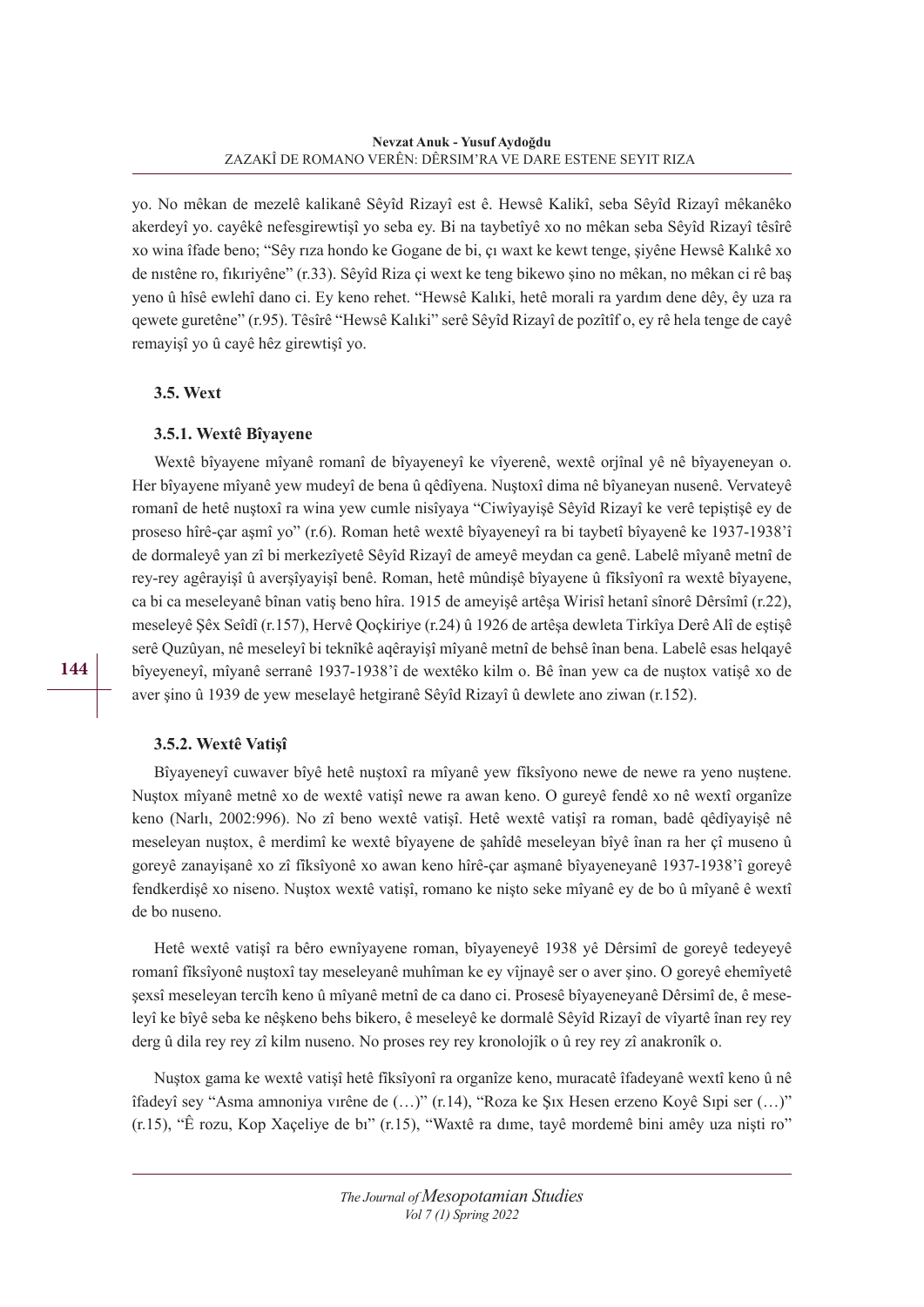yo. No mêkan de mezelê kalikanê Sêyîd Rizayî est ê. Hewsê Kalikî, seba Sêyîd Rizayî mêkanêko akerdeyî yo. cayêkê nefesgirewtişî yo seba ey. Bi na taybetîyê xo no mêkan seba Sêyîd Rizayî têsîrê xo wina îfade beno; "Sêy rıza hondo ke Gogane de bi, çı waxt ke kewt tenge, şiyêne Hewsê Kalıkê xo de nıstêne ro, fıkıriyêne" (r.33). Sêyîd Riza çi wext ke teng bikewo şino no mêkan, no mêkan ci rê baş yeno û hîsê ewlehî dano ci. Ey keno rehet. "Hewsê Kalıki, hetê morali ra yardım dene dêy, êy uza ra qewete guretêne" (r.95). Têsîrê "Hewsê Kalıki" serê Sêyîd Rizayî de pozîtîf o, ey rê hela tenge de cayê remayişî yo û cayê hêz girewtişî yo.

### 3.5. Wext

#### 3.5.1. Wextê Bîyayene

Wextê bîyayene mîyanê romanî de bîyayeneyî ke vîyerenê, wextê orjînal yê nê bîyayeneyan o. Her bîyayene mîyanê yew mudeyî de bena û qêdîyena. Nuştoxî dima nê bîyaneyan nusenê. Vervateyê romanî de hetê nuştoxî ra wina yew cumle nisîyaya "Ciwîyayişê Sêyîd Rizayî ke verê tepiştişê ey de proseso hîrê-çar aşmî yo" (r.6). Roman hetê wextê bîyayeneyî ra bi taybetî bîyayenê ke 1937-1938'î de dormaleyê yan zî bi merkezîyetê Sêyîd Rizayî de ameyê meydan ca genê. Labelê mîyanê metnî de rey-rey agêrayişî û averşîyayişî benê. Roman, hetê mûndişê bîyayene û fîksîyonî ra wextê bîyayene, ca bi ca meseleyanê bînan vatiş beno hîra. 1915 de ameyişê artêşa Wirisî hetanî sînorê Dêrsîmî (r.22), meseleyê Şêx Seîdî (r.157), Hervê Qoçkiriye (r.24) û 1926 de artêşa dewleta Tirkîya Derê Alî de eştişê serê Quzûyan, nê meseleyî bi teknîkê aqêrayişî mîyanê metnî de behsê înan bena. Labelê esas helqayê bîyeyeneyî, mîyanê serranê 1937-1938'î de wextêko kilm o. Bê înan yew ca de nuştox vatişê xo de aver şino û 1939 de yew meselayê hetgiranê Sêyîd Rizayî û dewlete ano ziwan (r.152).

#### 3.5.2. Wextê Vatişî

Bîyayeneyî cuwaver bîyê hetê nuştoxî ra mîyanê yew fîksîyono newe de newe ra yeno nuştene. Nuştox mîyanê metnê xo de wextê vatişî newe ra awan keno. O gureyê fendê xo nê wextî organîze keno (Narlı, 2002:996). No zî beno wextê vatişî. Hetê wextê vatişî ra roman, badê qêdîyayişê nê meseleyan nuştox, ê merdimî ke wextê bîyayene de şahîdê meseleyan bîyê înan ra her çî museno û goreyê zanayişanê xo zî fîksîyonê xo awan keno hîrê-çar aşmanê bîyayeneyanê 1937-1938'î goreyê fendkerdişê xo niseno. Nuştox wextê vatişî, romano ke nişto seke mîyanê ey de bo û mîyanê ê wextî de bo nuseno.

Hetê wextê vatişî ra bêro ewnîyayene roman, bîyayeneyê 1938 yê Dêrsimî de goreyê tedeyeyê romanî fîksîyonê nuştoxî tay meseleyanê muhîman ke ey vîjnayê ser o aver şino. O goreyê ehemîyetê şexsî meseleyan tercîh keno û mîyanê metnî de ca dano ci. Prosesê bîyayeneyanê Dêrsîmî de, ê meseleyî ke bîyê seba ke nêşkeno behs bikero, ê meseleyê ke dormalê Sêyîd Rizayî de vîyartê înan rey rey derg û dila rey rey zî kilm nuseno. No proses rey rey kronolojîk o û rey rey zî anakronîk o.

Nuştox gama ke wextê vatişî hetê fîksîyonî ra organîze keno, muracatê îfadeyanê wextî keno û nê îfadeyî sey "Asma amnoniya vırêne de (…)" (r.14), "Roza ke Şıx Hesen erzeno Koyê Sıpi ser (…)" (r.15), "Ê rozu, Kop Xaçeliye de bı" (r.15), "Waxtê ra dıme, tayê mordemê bini amêy uza niştı ro"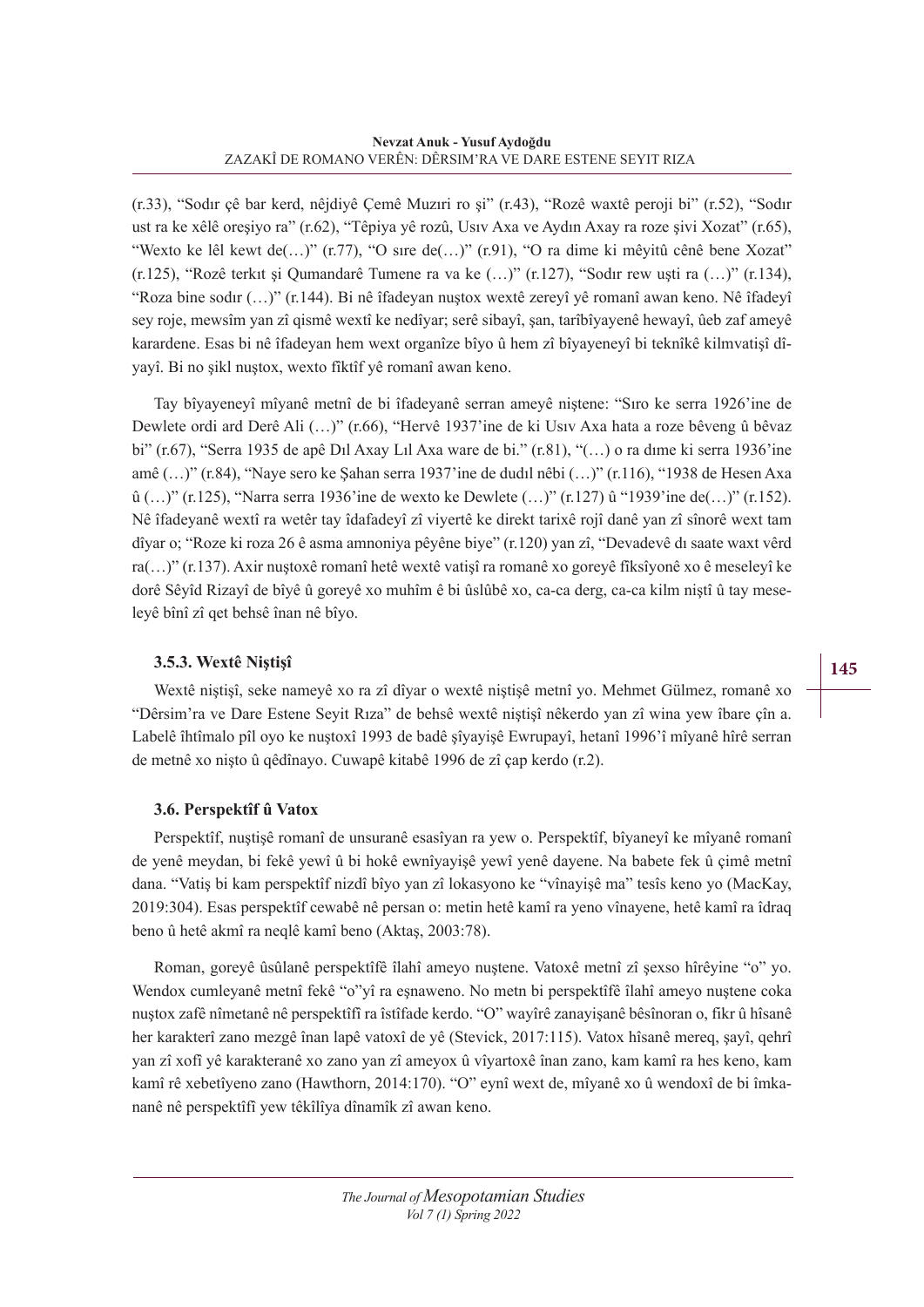(r.33), "Sodır çê bar kerd, nêjdiyê Çemê Muzırı ro şi" (r.43), "Rozê waxtê peroji bi" (r.52), "Sodır ust ra ke xêlê oreşiyo ra" (r.62), "Têpiya yê rozû, Usıv Axa ve Aydın Axay ra roze şivi Xozat" (r.65), "Wexto ke lêl kewt de(…)" (r.77), "O sıre de(…)" (r.91), "O ra dime ki mêyitû cênê bene Xozat" (r.125), "Rozê terkıt şi Qumandarê Tumene ra va ke (…)" (r.127), "Sodır rew uşti ra (…)" (r.134), "Roza bine sodır (…)" (r.144). Bi nê îfadeyan nuştox wextê zereyî yê romanî awan keno. Nê îfadeyî sey roje, mewsîm yan zî qismê wextî ke nedîyar; serê sibayî, şan, tarîbîyayenê hewayî, ûeb zaf ameyê karardene. Esas bi nê îfadeyan hem wext organîze bîyo û hem zî bîyayeneyî bi teknîkê kilmvatişî dîyayî. Bi no şikl nuştox, wexto fîktîf yê romanî awan keno.

Tay bîyayeneyî mîyanê metnî de bi îfadeyanê serran ameyê niştene: "Sıro ke serra 1926'ine de Dewlete ordi ard Derê Ali (…)" (r.66), "Hervê 1937'ine de ki Usıv Axa hata a roze bêveng û bêvaz bi" (r.67), "Serra 1935 de apê Dıl Axay Lıl Axa ware de bi." (r.81), "(…) o ra dıme ki serra 1936'ine amê (…)" (r.84), "Naye sero ke Şahan serra 1937'ine de dudıl nêbi (…)" (r.116), "1938 de Hesen Axa û (…)" (r.125), "Narra serra 1936'ine de wexto ke Dewlete (…)" (r.127) û "1939'ine de(…)" (r.152). Nê îfadeyanê wextî ra wetêr tay îdafadeyî zî viyertê ke direkt tarixê rojî danê yan zî sînorê wext tam dîyar o; "Roze ki roza 26 ê asma amnoniya pêyêne biye" (r.120) yan zî, "Devadevê dı saate waxt vêrd ra(…)" (r.137). Axir nuştoxê romanî hetê wextê vatişî ra romanê xo goreyê fîksîyonê xo ê meseleyî ke dorê Sêyîd Rizayî de bîyê û goreyê xo muhîm ê bi ûslûbê xo, ca-ca derg, ca-ca kilm niştî û tay meseleyê bînî zî qet behsê înan nê bîyo.

### 3.5.3. Wextê Niştişî

Wextê niştişî, seke nameyê xo ra zî dîyar o wextê niştişê metnî yo. Mehmet Gülmez, romanê xo "Dêrsim'ra ve Dare Estene Seyit Rıza" de behsê wextê niştişî nêkerdo yan zî wina yew îbare çîn a. Labelê îhtîmalo pîl oyo ke nuştoxî 1993 de badê şîyayişê Ewrupayî, hetanî 1996'î mîyanê hîrê serran de metnê xo nişto û qêdînayo. Cuwapê kitabê 1996 de zî çap kerdo (r.2).

### 3.6. Perspektîf û Vatox

Perspektîf, nuştişê romanî de unsuranê esasîyan ra yew o. Perspektîf, bîyaneyî ke mîyanê romanî de yenê meydan, bi fekê yewî û bi hokê ewnîyayişê yewî yenê dayene. Na babete fek û çimê metnî dana. "Vatiş bi kam perspektîf nizdî bîyo yan zî lokasyono ke "vînayişê ma" tesîs keno yo (MacKay, 2019:304). Esas perspektîf cewabê nê persan o: metin hetê kamî ra yeno vînayene, hetê kamî ra îdraq beno û hetê akmî ra neqlê kamî beno (Aktaş, 2003:78).

Roman, goreyê ûsûlanê perspektîfê îlahî ameyo nuştene. Vatoxê metnî zî şexso hîrêyine "o" yo. Wendox cumleyanê metnî fekê "o"yî ra eşnaweno. No metn bi perspektîfê îlahî ameyo nuştene coka nuştox zafê nîmetanê nê perspektîfî ra îstîfade kerdo. "O" wayîrê zanayişanê bêsînoran o, fikr û hîsanê her karakterî zano mezgê înan lapê vatoxî de yê (Stevick, 2017:115). Vatox hîsanê mereq, şayî, qehrî yan zî xofî yê karakteranê xo zano yan zî ameyox û vîyartoxê înan zano, kam kamî ra hes keno, kam kamî rê xebetîyeno zano (Hawthorn, 2014:170). "O" eynî wext de, mîyanê xo û wendoxî de bi îmkananê nê perspektîfî yew têkîlîya dînamîk zî awan keno.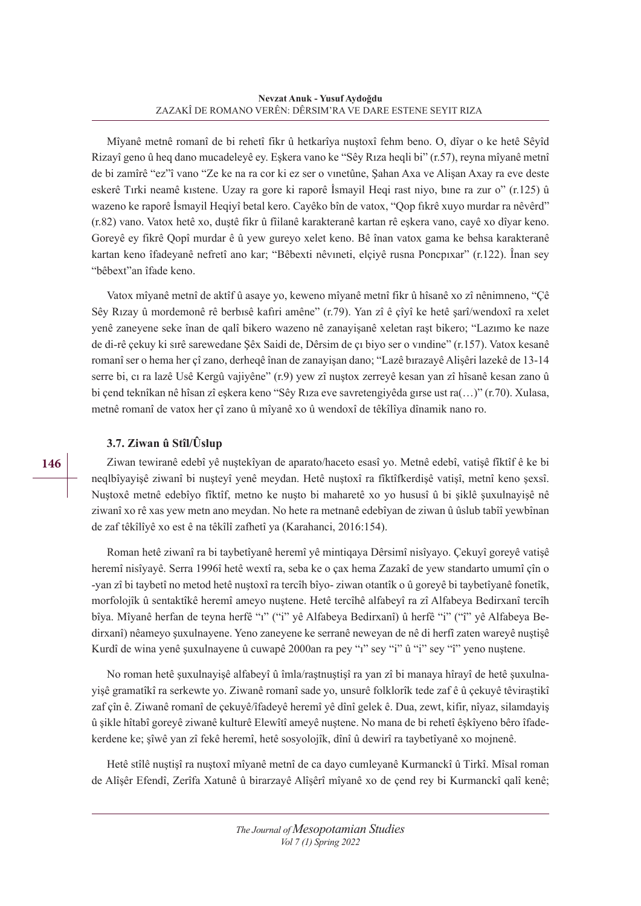Mîyanê metnê romanî de bi rehetî fikr û hetkarîya nuştoxî fehm beno. O, dîyar o ke hetê Sêyîd Rizayî geno û heq dano mucadeleyê ey. Eşkera vano ke "Sêy Rıza heqli bi" (r.57), reyna mîyanê metnî de bi zamîrê "ez"î vano "Ze ke na ra cor ki ez ser o vınetûne, Şahan Axa ve Alişan Axay ra eve deste eskerê Tırki neamê kıstene. Uzay ra gore ki raporê İsmayil Heqi rast niyo, bıne ra zur o" (r.125) û wazeno ke raporê İsmayil Heqiyî betal kero. Cayêko bîn de vatox, "Qop fıkrê xuyo murdar ra nêvêrd" (r.82) vano. Vatox hetê xo, duştê fikr û fiilanê karakteranê kartan rê eşkera vano, cayê xo dîyar keno. Goreyê ey fikrê Qopî murdar ê û yew gureyo xelet keno. Bê înan vatox gama ke behsa karakteranê kartan keno îfadeyanê nefretî ano kar; "Bêbexti nêvıneti, elçiyê rusna Poncpıxar" (r.122). Înan sey "bêbext"an îfade keno.

Vatox mîyanê metnî de aktîf û asaye yo, keweno mîyanê metnî fikr û hîsanê xo zî nênimneno, "Çê Sêy Rızay û mordemonê rê berbısê kafıri amêne" (r.79). Yan zî ê çîyî ke hetê şarî/wendoxî ra xelet yenê zaneyene seke înan de qalî bikero wazeno nê zanayişanê xeletan raşt bikero; "Lazımo ke naze de di-rê çekuy ki sırê sarewedane Şêx Saidi de, Dêrsim de çı biyo ser o vındine" (r.157). Vatox kesanê romanî ser o hema her çî zano, derheqê înan de zanayişan dano; "Lazê bırazayê Alişêri lazekê de 13-14 serre bi, cı ra lazê Usê Kergû vajiyêne" (r.9) yew zî nuştox zerreyê kesan yan zî hîsanê kesan zano û bi çend teknîkan nê hîsan zî eşkera keno "Sêy Rıza eve savretengiyêda gırse ust ra(…)" (r.70). Xulasa, metnê romanî de vatox her çî zano û mîyanê xo û wendoxî de têkîlîya dînamik nano ro.

### 3.7. Ziwan û Stîl/Ûslup

Ziwan tewiranê edebî yê nuştekîyan de aparato/haceto esasî yo. Metnê edebî, vatişê fîktîf ê ke bi neqlbîyayişê ziwanî bi nuşteyî yenê meydan. Hetê nuştoxî ra fîktîfkerdişê vatişî, metnî keno şexsî. Nuştoxê metnê edebîyo fiktîf, metno ke nuşto bi maharetê xo yo hususî û bi şiklê şuxulnayişê nê ziwanî xo rê xas yew metn ano meydan. No hete ra metnanê edebîyan de ziwan û ûslub tabîî yewbînan de zaf têkîlîyê xo est ê na têkîlî zafhetî ya (Karahanci, 2016:154).

Roman hetê ziwanî ra bi taybetîyanê heremî yê mintiqaya Dêrsimî nisîyayo. Çekuyî goreyê vatişê heremî nisîyayê. Serra 1996î hetê wextî ra, seba ke o çax hema Zazakî de yew standarto umumî çîn o -yan zî bi taybetî no metod hetê nuştoxî ra tercîh bîyo- ziwan otantîk o û goreyê bi taybetîyanê fonetîk, morfolojîk û sentaktîkê heremî ameyo nuştene. Hetê tercîhê alfabeyî ra zî Alfabeya Bedirxanî tercîh bîya. Mîyanê herfan de teyna herfê "ı" ("i" yê Alfabeya Bedirxanî) û herfê "i" ("î" yê Alfabeya Bedirxanî) nêameyo şuxulnayene. Yeno zaneyene ke serranê neweyan de nê di herfî zaten wareyê nuştişê Kurdî de wina yenê şuxulnayene û cuwapê 2000an ra pey "ı" sey "i" û "i" sey "î" yeno nuştene.

No roman hetê şuxulnayişê alfabeyî û îmla/raştnuştişî ra yan zî bi manaya hîrayî de hetê şuxulnayişê gramatîkî ra serkewte yo. Ziwanê romanî sade yo, unsurê folklorîk tede zaf ê û çekuyê têviraştikî zaf çîn ê. Ziwanê romanî de çekuyê/îfadeyê heremî yê dînî gelek ê. Dua, zewt, kifir, nîyaz, silamdayiş û şikle hîtabî goreyê ziwanê kulturê Elewîtî ameyê nuştene. No mana de bi rehetî êşkîyeno bêro îfadekerdene ke; şîwê yan zî fekê heremî, hetê sosyolojîk, dînî û dewirî ra taybetîyanê xo mojnenê.

Hetê stîlê nuştişî ra nuştoxî mîyanê metnî de ca dayo cumleyanê Kurmanckî û Tirkî. Mîsal roman de Alîşêr Efendî, Zerîfa Xatunê û birarzayê Alîşêrî mîyanê xo de çend rey bi Kurmanckî qalî kenê;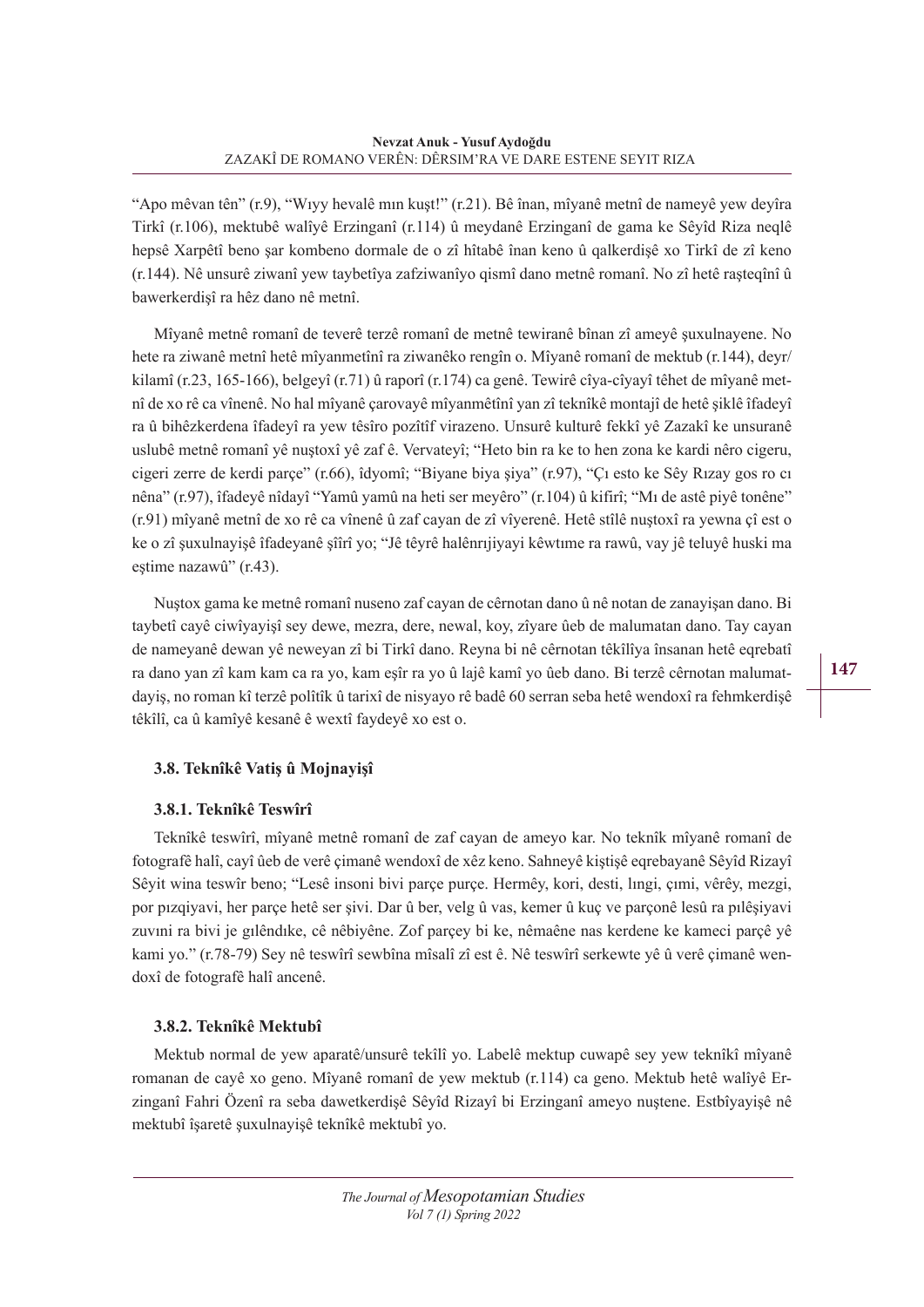"Apo mêvan tên" (r.9), "Wıyy hevalê mın kuşt!" (r.21). Bê înan, mîyanê metnî de nameyê yew deyîra Tirkî (r.106), mektubê walîyê Erzinganî (r.114) û meydanê Erzinganî de gama ke Sêyîd Riza neqlê hepsê Xarpêtî beno şar kombeno dormale de o zî hîtabê înan keno û qalkerdişê xo Tirkî de zî keno (r.144). Nê unsurê ziwanî yew taybetîya zafziwanîyo qismî dano metnê romanî. No zî hetê raşteqînî û bawerkerdişî ra hêz dano nê metnî.

Mîyanê metnê romanî de teverê terzê romanî de metnê tewiranê bînan zî ameyê şuxulnayene. No hete ra ziwanê metnî hetê mîyanmetînî ra ziwanêko rengîn o. Mîyanê romanî de mektub (r.144), deyr/kilamî (r.23, 165-166), belgeyî (r.71) û raporî (r.174) ca genê. Tewirê cîya-cîyayî têhet de mîyanê metnî de xo rê ca vînenê. No hal mîyanê çarovayê mîyanmetînî yan zî teknîkê montajî de hetê şiklê îfadeyî ra û bihêzkerdena îfadeyî ra yew têsîro pozîtîf virazeno. Unsurê kulturê fekkî yê Zazakî ke unsuranê uslubê metnê romanî yê nuştoxî yê zaf ê. Vervateyî; "Heto bin ra ke to hen zona ke kardi nêro cigeru, cigeri zerre de kerdi parçe" (r.66), îdyomî; "Biyane biya şiya" (r.97), "Çı esto ke Sêy Rızay gos ro cı nêna" (r.97), îfadeyê nîdayî "Yamû yamû na heti ser meyêro" (r.104) û kifirî; "Mı de astê piyê tonêne" (r.91) mîyanê metnî de xo rê ca vînenê û zaf cayan de zî vîyerenê. Hetê stîlê nuştoxî ra yewna çî est o ke o zî şuxulnayişê îfadeyanê şîirî yo; "Jê têyrê halênrıjiyayi kêwtıme ra rawû, vay jê teluyê huski ma eştime nazawû" (r.43).

Nuştox gama ke metnê romanî nuseno zaf cayan de cêrnotan dano û nê notan de zanayişan dano. Bi taybetî cayê ciwîyayişî sey dewe, mezra, dere, newal, koy, zîyare ûeb de malumatan dano. Tay cayan de nameyanê dewan yê neweyan zî bi Tirkî dano. Reyna bi nê cêrnotan têkîlîya însanan hetê eqrebatî ra dano yan zî kam kam ca ra yo, kam eşîr ra yo û lajê kamî yo ûeb dano. Bi terzê cêrnotan malumatdayiş, no roman kî terzê polîtîk û tarixî de nisyayo rê badê 60 serran seba hetê wendoxî ra fehmkerdişê têkîlî, ca û kamîyê kesanê ê wextî faydeyê xo est o.

### 3.8. Teknîkê Vatiş û Mojnayişî

#### 3.8.1. Teknîkê Teswîrî

Teknîkê teswîrî, mîyanê metnê romanî de zaf cayan de ameyo kar. No teknîk mîyanê romanî de fotografê halî, cayî ûeb de verê çimanê wendoxî de xêz keno. Sahneyê kiştişê eqrebayanê Sêyîd Rizayî Sêyit wina teswîr beno; "Lesê insoni bivi parçe purçe. Hermêy, kori, desti, lıngi, çımi, vêrêy, mezgi, por pızqiyavi, her parçe hetê ser şivi. Dar û ber, velg û vas, kemer û kuç ve parçonê lesû ra pılêşiyavi zuvını ra bivi je gılêndıke, cê nêbiyêne. Zof parçey bi ke, nêmaêne nas kerdene ke kameci parçê yê kami yo." (r.78-79) Sey nê teswîrî sewbîna mîsalî zî est ê. Nê teswîrî serkewte yê û verê çimanê wendoxî de fotografê halî ancenê.

#### 3.8.2. Teknîkê Mektubî

Mektub normal de yew aparatê/unsurê tekîlî yo. Labelê mektup cuwapê sey yew teknîkî mîyanê romanan de cayê xo geno. Mîyanê romanî de yew mektub (r.114) ca geno. Mektub hetê walîyê Erzinganî Fahri Özenî ra seba dawetkerdişê Sêyîd Rizayî bi Erzinganî ameyo nuştene. Estbîyayişê nê mektubî îşaretê şuxulnayişê teknîkê mektubî yo.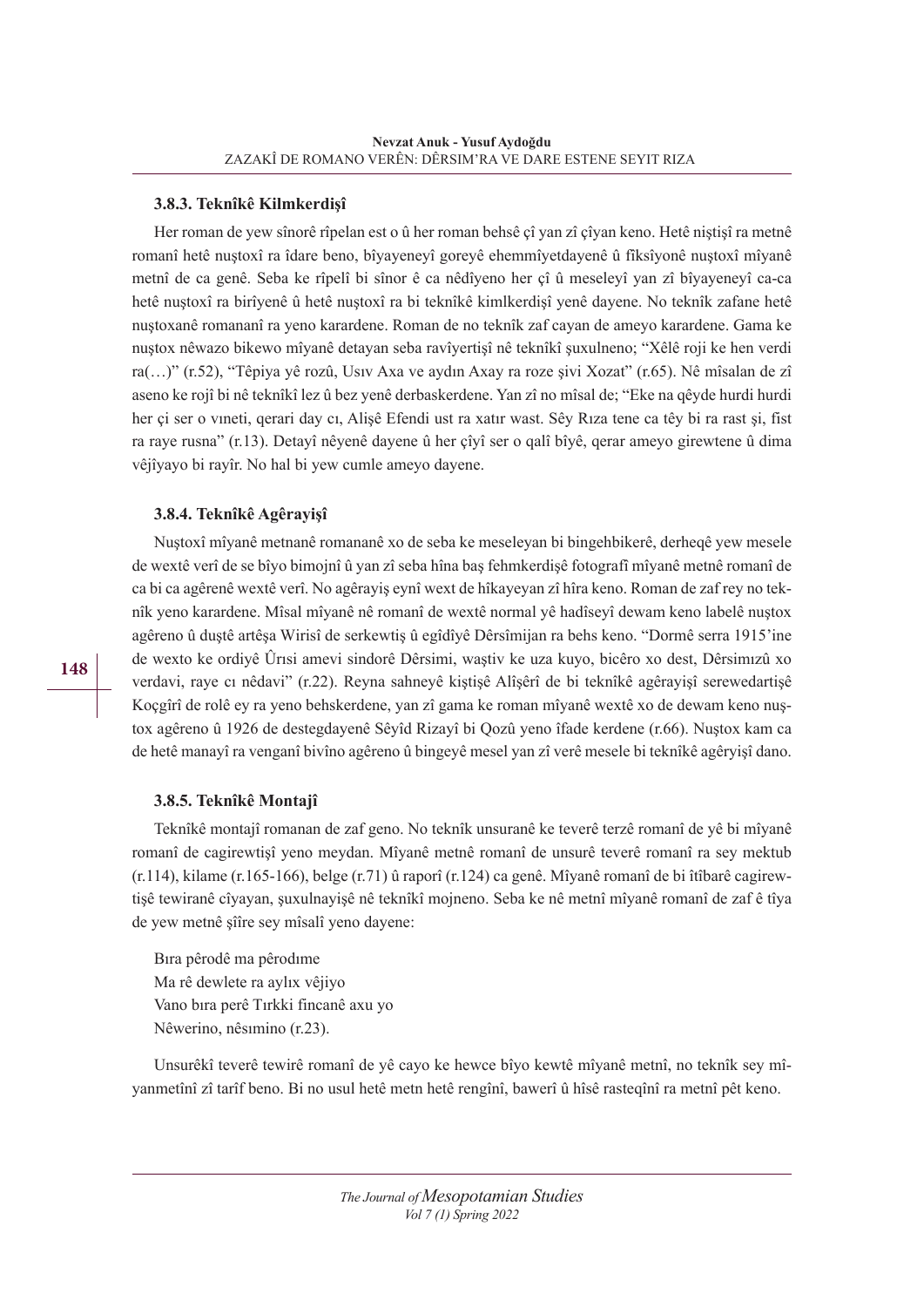### 3.8.3. Teknîkê Kilmkerdişî

Her roman de yew sînorê rîpelan est o û her roman behsê çî yan zî çîyan keno. Hetê niştişî ra metnê romanî hetê nuştoxî ra îdare beno, bîyayeneyî goreyê ehemmîyetdayenê û fiksîyonê nuştoxî mîyanê metnî de ca genê. Seba ke rîpelî bi sînor ê ca nêdîyeno her çî û meseleyî yan zî bîyayeneyî ca-ca hetê nuştoxî ra birîyenê û hetê nuştoxî ra bi teknîkê kimlkerdişî yenê dayene. No teknîk zafane hetê nuştoxanê romananî ra yeno karardene. Roman de no teknîk zaf cayan de ameyo karardene. Gama ke nuştox nêwazo bikewo mîyanê detayan seba ravîyertişî nê teknîkî şuxulneno; "Xêlê roji ke hen verdi ra(…)" (r.52), "Têpiya yê rozû, Usıv Axa ve aydın Axay ra roze şivi Xozat" (r.65). Nê mîsalan de zî aseno ke rojî bi nê teknîkî lez û bez yenê derbaskerdene. Yan zî no mîsal de; "Eke na qêyde hurdi hurdi her çi ser o vıneti, qerari day cı, Alişê Efendi ust ra xatır wast. Sêy Rıza tene ca têy bi ra rast şi, fist ra raye rusna" (r.13). Detayî nêyenê dayene û her çîyî ser o qalî bîyê, qerar ameyo girewtene û dima vêjîyayo bi rayîr. No hal bi yew cumle ameyo dayene.

### 3.8.4. Teknîkê Agêrayişî

Nuştoxî mîyanê metnanê romananê xo de seba ke meseleyan bi bingehbikerê, derheqê yew mesele de wextê verî de se bîyo bimojnî û yan zî seba hîna baş fehmkerdişê fotografî mîyanê metnê romanî de ca bi ca agêrenê wextê verî. No agêrayiş eynî wext de hîkayeyan zî hîra keno. Roman de zaf rey no teknîk yeno karardene. Mîsal mîyanê nê romanî de wextê normal yê hadîseyî dewam keno labelê nuştox agêreno û duştê artêşa Wirisî de serkewtiş û egîdîyê Dêrsîmijan ra behs keno. "Dormê serra 1915'ine de wexto ke ordiyê Ûrısi amevi sindorê Dêrsimi, waştiv ke uza kuyo, bicêro xo dest, Dêrsimızû xo verdavi, raye cı nêdavi" (r.22). Reyna sahneyê kiştişê Alîşêrî de bi teknîkê agêrayişî serewedartişê Koçgîrî de rolê ey ra yeno behskerdene, yan zî gama ke roman mîyanê wextê xo de dewam keno nuştox agêreno û 1926 de destegdayenê Sêyîd Rizayî bi Qozû yeno îfade kerdene (r.66). Nuştox kam ca de hetê manayî ra venganî bivîno agêreno û bingeyê mesel yan zî verê mesele bi teknîkê agêryişî dano.

### 3.8.5. Teknîkê Montajî

Teknîkê montajî romanan de zaf geno. No teknîk unsuranê ke teverê terzê romanî de yê bi mîyanê romanî de cagirewtişî yeno meydan. Mîyanê metnê romanî de unsurê teverê romanî ra sey mektub (r.114), kilame (r.165-166), belge (r.71) û raporî (r.124) ca genê. Mîyanê romanî de bi îtîbarê cagirewtişê tewiranê cîyayan, şuxulnayişê nê teknîkî mojneno. Seba ke nê metnî mîyanê romanî de zaf ê tîya de yew metnê şîire sey mîsalî yeno dayene:

Bıra pêrodê ma pêrodıme
Ma rê dewlete ra aylıx vêjiyo
Vano bıra perê Tırkki fincanê axu yo
Nêwerino, nêsımino (r.23).

Unsurêkî teverê tewirê romanî de yê cayo ke hewce bîyo kewtê mîyanê metnî, no teknîk sey mîyanmetînî zî tarîf beno. Bi no usul hetê metn hetê rengînî, bawerî û hîsê rasteqînî ra metnî pêt keno.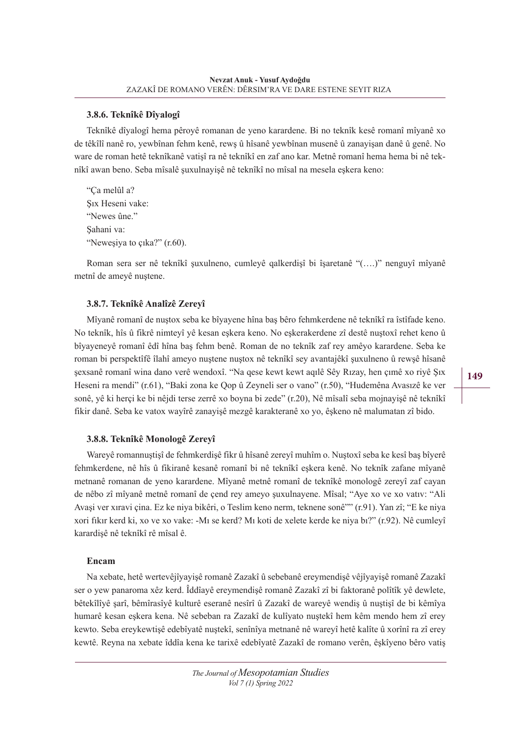### 3.8.6. Teknîkê Dîyalogî

Teknîkê dîyalogî hema pêroyê romanan de yeno karardene. Bi no teknîk kesê romanî mîyanê xo de têkîlî nanê ro, yewbînan fehm kenê, rewş û hîsanê yewbînan musenê û zanayişan danê û genê. No ware de roman hetê teknîkanê vatişî ra nê teknîkî en zaf ano kar. Metnê romanî hema hema bi nê teknîkî awan beno. Seba mîsalê şuxulnayişê nê teknîkî no mîsal na mesela eşkera keno:

"Ça melûl a?
Şıx Heseni vake:
"Newes ûne."
Şahani va:
"Neweşiya to çıka?" (r.60).

Roman sera ser nê teknîkî şuxulneno, cumleyê qalkerdişî bi îşaretanê "(….)" nenguyî mîyanê metnî de ameyê nuştene.

### 3.8.7. Teknîkê Analîzê Zereyî

Mîyanê romanî de nuştox seba ke bîyayene hîna baş bêro fehmkerdene nê teknîkî ra îstîfade keno. No teknîk, hîs û fikrê nimteyî yê kesan eşkera keno. No eşkerakerdene zî destê nuştoxî rehet keno û bîyayeneyê romanî êdî hîna baş fehm benê. Roman de no teknîk zaf rey amêyo karardene. Seba ke roman bi perspektîfê îlahî ameyo nuştene nuştox nê teknîkî sey avantajêkî şuxulneno û rewşê hîsanê şexsanê romanî wina dano verê wendoxî. "Na qese kewt kewt aqılê Sêy Rızay, hen çımê xo riyê Şıx Heseni ra mendi" (r.61), "Baki zona ke Qop û Zeyneli ser o vano" (r.50), "Hudemêna Avasızê ke ver sonê, yê ki herçi ke bi nêjdi terse zerrê xo boyna bi zede" (r.20), Nê mîsalî seba mojnayişê nê teknîkî fikir danê. Seba ke vatox wayîrê zanayişê mezgê karakteranê xo yo, êşkeno nê malumatan zî bido.

### 3.8.8. Teknîkê Monologê Zereyî

Wareyê romannuştişî de fehmkerdişê fikr û hîsanê zereyî muhîm o. Nuştoxî seba ke kesî baş bîyerê fehmkerdene, nê hîs û fikiranê kesanê romanî bi nê teknîkî eşkera kenê. No teknîk zafane mîyanê metnanê romanan de yeno karardene. Mîyanê metnê romanî de teknîkê monologê zereyî zaf cayan de nêbo zî mîyanê metnê romanî de çend rey ameyo şuxulnayene. Mîsal; "Aye xo ve xo vatıv: "Ali Avaşi ver xıravi çina. Ez ke niya bikêri, o Teslim keno nerm, teknene sonê"" (r.91). Yan zî; "E ke niya xori fıkır kerd ki, xo ve xo vake: -Mı se kerd? Mı koti de xelete kerde ke niya bı?" (r.92). Nê cumleyî karardişê nê teknîkî rê mîsal ê.

### Encam

Na xebate, hetê wertevêjîyayişê romanê Zazakî û sebebanê ereymendişê vêjîyayişê romanê Zazakî ser o yew panaroma xêz kerd. Îddîayê ereymendişê romanê Zazakî zî bi faktoranê polîtîk yê dewlete, bêtekîlîyê şarî, bêmîrasîyê kulturê eseranê nesîrî û Zazakî de wareyê wendiş û nuştişî de bi kêmîya humarê kesan eşkera kena. Nê sebeban ra Zazakî de kulîyato nuştekî hem kêm mendo hem zî erey kewto. Seba ereykewtişê edebîyatê nuştekî, senînîya metnanê nê wareyî hetê kalîte û xorînî ra zî erey kewtê. Reyna na xebate îddîa kena ke tarixê edebîyatê Zazakî de romano verên, êşkîyeno bêro vatiş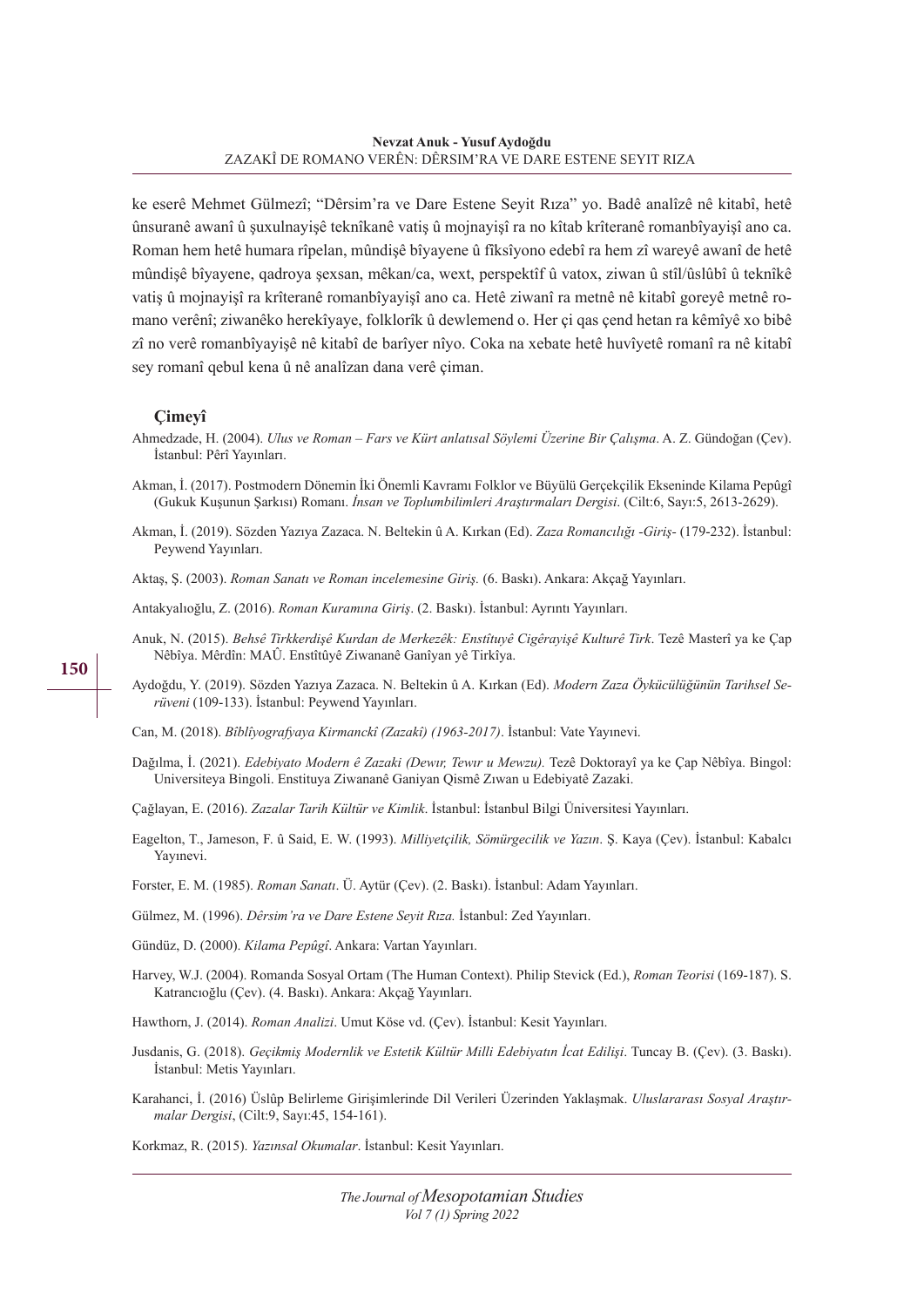ke eserê Mehmet Gülmezî; "Dêrsim'ra ve Dare Estene Seyit Rıza" yo. Badê analîzê nê kitabî, hetê ûnsuranê awanî û şuxulnayişê teknîkanê vatiş û mojnayişî ra no kîtab krîteranê romanbîyayişî ano ca. Roman hem hetê humara rîpelan, mûndişê bîyayene û fîksîyono edebî ra hem zî wareyê awanî de hetê mûndişê bîyayene, qadroya şexsan, mêkan/ca, wext, perspektîf û vatox, ziwan û stîl/ûslûbî û teknîkê vatiş û mojnayişî ra krîteranê romanbîyayişî ano ca. Hetê ziwanî ra metnê nê kitabî goreyê metnê romano verênî; ziwanêko herekîyaye, folklorîk û dewlemend o. Her çi qas çend hetan ra kêmîyê xo bibê zî no verê romanbîyayişê nê kitabî de barîyer nîyo. Coka na xebate hetê huvîyetê romanî ra nê kitabî sey romanî qebul kena û nê analîzan dana verê çiman.

### Çimeyî

Ahmedzade, H. (2004). *Ulus ve Roman – Fars ve Kürt anlatısal Söylemi Üzerine Bir Çalışma*. A. Z. Gündoğan (Çev). İstanbul: Pêrî Yayınları.

Akman, İ. (2017). Postmodern Dönemin İki Önemli Kavramı Folklor ve Büyülü Gerçekçilik Ekseninde Kilama Pepûgî (Gukuk Kuşunun Şarkısı) Romanı. *İnsan ve Toplumbilimleri Araştırmaları Dergisi*. (Cilt:6, Sayı:5, 2613-2629).

Akman, İ. (2019). Sözden Yazıya Zazaca. N. Beltekin û A. Kırkan (Ed). *Zaza Romancılığı -Giriş-* (179-232). İstanbul: Peywend Yayınları.

Aktaş, Ş. (2003). *Roman Sanatı ve Roman incelemesine Giriş.* (6. Baskı). Ankara: Akçağ Yayınları.

Antakyalıoğlu, Z. (2016). *Roman Kuramına Giriş*. (2. Baskı). İstanbul: Ayrıntı Yayınları.

Anuk, N. (2015). *Behsê Tirkkerdişê Kurdan de Merkezêk: Enstîtuyê Cigêrayişê Kulturê Tirk*. Tezê Masterî ya ke Çap Nêbîya. Mêrdîn: MAÛ. Enstîtûyê Ziwananê Ganîyan yê Tirkîya.

Aydoğdu, Y. (2019). Sözden Yazıya Zazaca. N. Beltekin û A. Kırkan (Ed). *Modern Zaza Öykücülüğünün Tarihsel Serüveni* (109-133). İstanbul: Peywend Yayınları.

Can, M. (2018). *Bîblîyografyaya Kirmanckî (Zazakî) (1963-2017)*. İstanbul: Vate Yayınevi.

Dağılma, İ. (2021). *Edebiyato Modern ê Zazaki (Dewır, Tewır u Mewzu).* Tezê Doktorayî ya ke Çap Nêbîya. Bingol: Universiteya Bingoli. Enstituya Ziwananê Ganiyan Qismê Zıwan u Edebiyatê Zazaki.

Çağlayan, E. (2016). *Zazalar Tarih Kültür ve Kimlik*. İstanbul: İstanbul Bilgi Üniversitesi Yayınları.

Eagelton, T., Jameson, F. û Said, E. W. (1993). *Milliyetçilik, Sömürgecilik ve Yazın*. Ş. Kaya (Çev). İstanbul: Kabalcı Yayınevi.

Forster, E. M. (1985). *Roman Sanatı*. Ü. Aytür (Çev). (2. Baskı). İstanbul: Adam Yayınları.

Gülmez, M. (1996). *Dêrsim'ra ve Dare Estene Seyit Rıza.* İstanbul: Zed Yayınları.

Gündüz, D. (2000). *Kilama Pepûgî*. Ankara: Vartan Yayınları.

Harvey, W.J. (2004). Romanda Sosyal Ortam (The Human Context). Philip Stevick (Ed.), *Roman Teorisi* (169-187). S. Katrancıoğlu (Çev). (4. Baskı). Ankara: Akçağ Yayınları.

Hawthorn, J. (2014). *Roman Analizi*. Umut Köse vd. (Çev). İstanbul: Kesit Yayınları.

Jusdanis, G. (2018). *Geçikmiş Modernlik ve Estetik Kültür Milli Edebiyatın İcat Edilişi*. Tuncay B. (Çev). (3. Baskı). İstanbul: Metis Yayınları.

Karahanci, İ. (2016) Üslûp Belirleme Girişimlerinde Dil Verileri Üzerinden Yaklaşmak. *Uluslararası Sosyal Araştırmalar Dergisi*, (Cilt:9, Sayı:45, 154-161).

Korkmaz, R. (2015). *Yazınsal Okumalar*. İstanbul: Kesit Yayınları.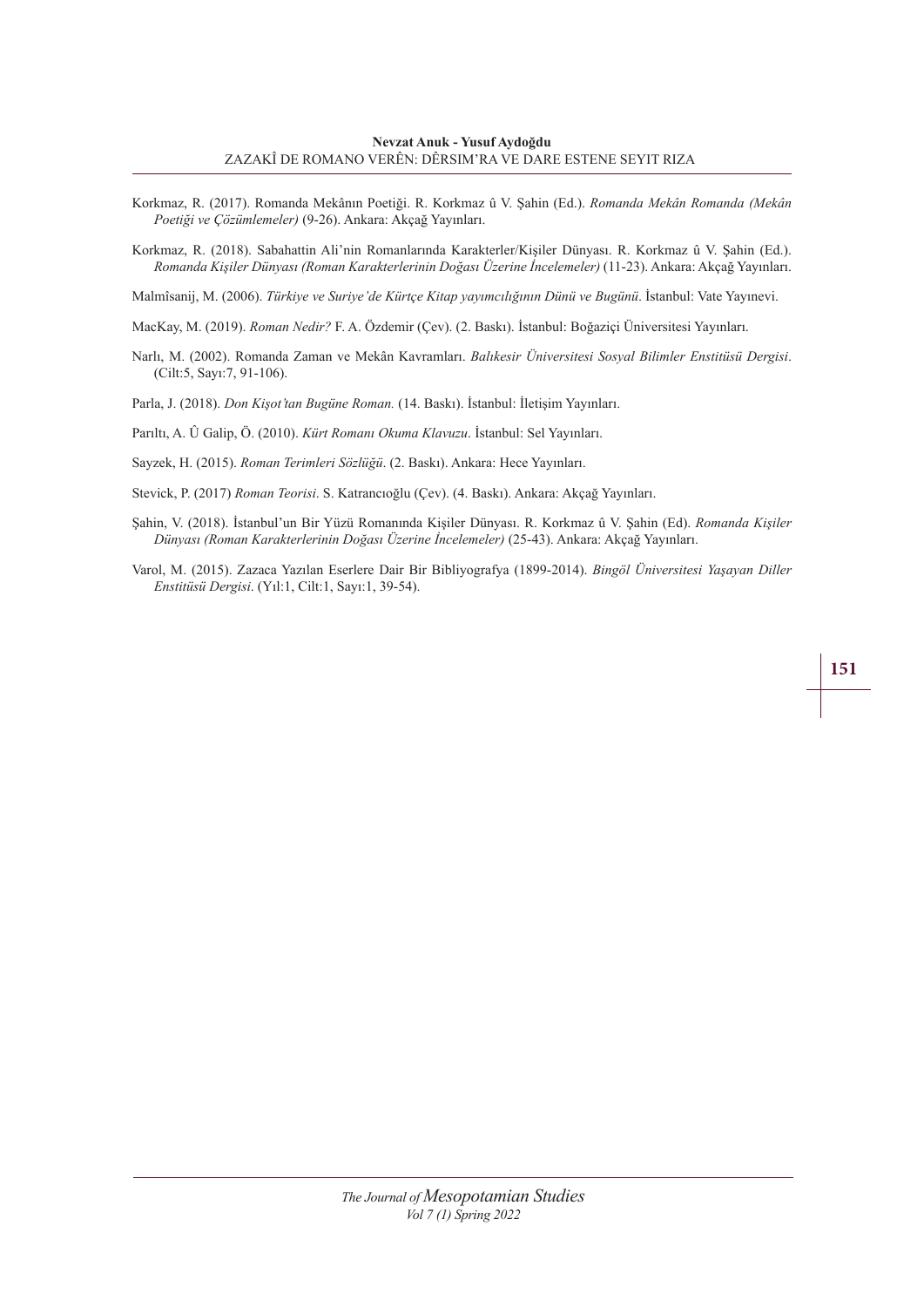Korkmaz, R. (2017). Romanda Mekânın Poetiği. R. Korkmaz û V. Şahin (Ed.). *Romanda Mekân Romanda (Mekân Poetiği ve Çözümlemeler)* (9-26). Ankara: Akçağ Yayınları.

Korkmaz, R. (2018). Sabahattin Ali'nin Romanlarında Karakterler/Kişiler Dünyası. R. Korkmaz û V. Şahin (Ed.). *Romanda Kişiler Dünyası (Roman Karakterlerinin Doğası Üzerine İncelemeler)* (11-23). Ankara: Akçağ Yayınları.

Malmîsanij, M. (2006). *Türkiye ve Suriye'de Kürtçe Kitap yayımcılığının Dünü ve Bugünü*. İstanbul: Vate Yayınevi.

MacKay, M. (2019). *Roman Nedir?* F. A. Özdemir (Çev). (2. Baskı). İstanbul: Boğaziçi Üniversitesi Yayınları.

Narlı, M. (2002). Romanda Zaman ve Mekân Kavramları. *Balıkesir Üniversitesi Sosyal Bilimler Enstitüsü Dergisi*. (Cilt:5, Sayı:7, 91-106).

Parla, J. (2018). *Don Kişot'tan Bugüne Roman.* (14. Baskı). İstanbul: İletişim Yayınları.

Parıltı, A. Û Galip, Ö. (2010). *Kürt Romanı Okuma Klavuzu*. İstanbul: Sel Yayınları.

Sayzek, H. (2015). *Roman Terimleri Sözlüğü*. (2. Baskı). Ankara: Hece Yayınları.

Stevick, P. (2017) *Roman Teorisi*. S. Katrancıoğlu (Çev). (4. Baskı). Ankara: Akçağ Yayınları.

Şahin, V. (2018). İstanbul'un Bir Yüzü Romanında Kişiler Dünyası. R. Korkmaz û V. Şahin (Ed). *Romanda Kişiler Dünyası (Roman Karakterlerinin Doğası Üzerine İncelemeler)* (25-43). Ankara: Akçağ Yayınları.

Varol, M. (2015). Zazaca Yazılan Eserlere Dair Bir Bibliyografya (1899-2014). *Bingöl Üniversitesi Yaşayan Diller Enstitüsü Dergisi*. (Yıl:1, Cilt:1, Sayı:1, 39-54).